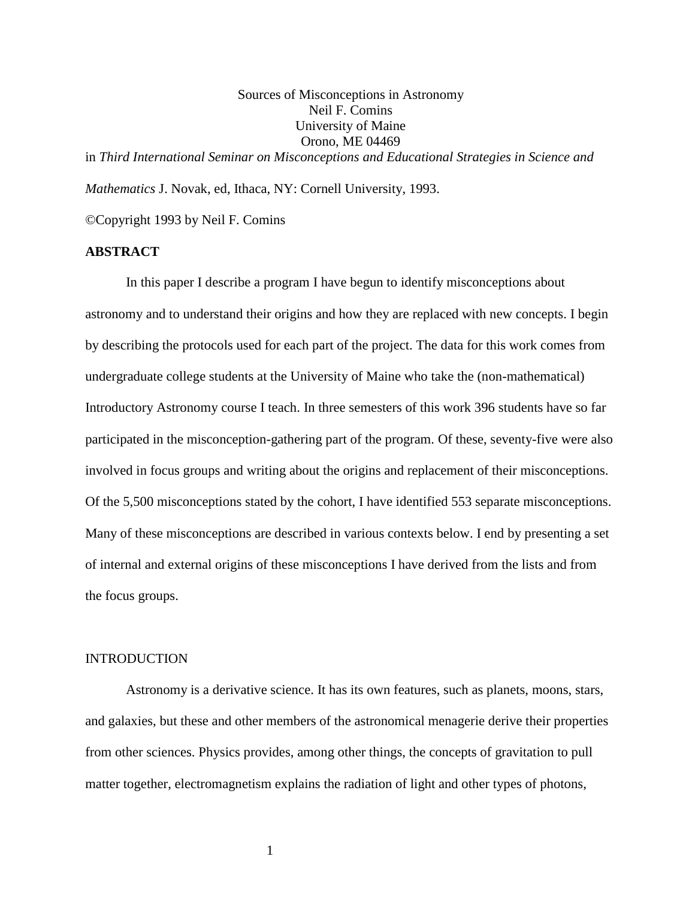# Sources of Misconceptions in Astronomy

Neil F. Comins
University of Maine
Orono, ME 04469

in *Third International Seminar on Misconceptions and Educational Strategies in Science and Mathematics* J. Novak, ed, Ithaca, NY: Cornell University, 1993.

©Copyright 1993 by Neil F. Comins

## ABSTRACT

In this paper I describe a program I have begun to identify misconceptions about astronomy and to understand their origins and how they are replaced with new concepts. I begin by describing the protocols used for each part of the project. The data for this work comes from undergraduate college students at the University of Maine who take the (non-mathematical) Introductory Astronomy course I teach. In three semesters of this work 396 students have so far participated in the misconception-gathering part of the program. Of these, seventy-five were also involved in focus groups and writing about the origins and replacement of their misconceptions. Of the 5,500 misconceptions stated by the cohort, I have identified 553 separate misconceptions. Many of these misconceptions are described in various contexts below. I end by presenting a set of internal and external origins of these misconceptions I have derived from the lists and from the focus groups.

## INTRODUCTION

Astronomy is a derivative science. It has its own features, such as planets, moons, stars, and galaxies, but these and other members of the astronomical menagerie derive their properties from other sciences. Physics provides, among other things, the concepts of gravitation to pull matter together, electromagnetism explains the radiation of light and other types of photons,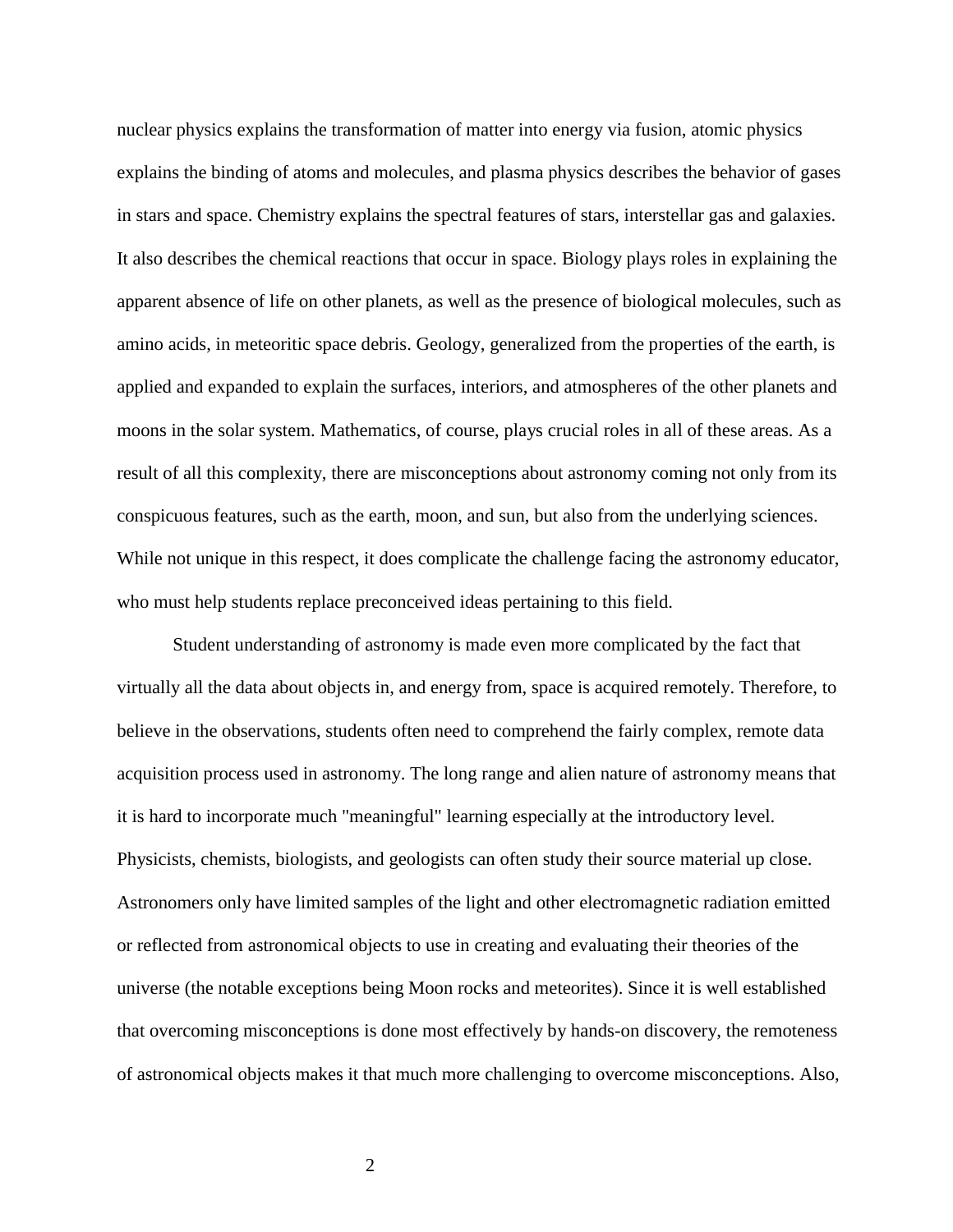nuclear physics explains the transformation of matter into energy via fusion, atomic physics explains the binding of atoms and molecules, and plasma physics describes the behavior of gases in stars and space. Chemistry explains the spectral features of stars, interstellar gas and galaxies. It also describes the chemical reactions that occur in space. Biology plays roles in explaining the apparent absence of life on other planets, as well as the presence of biological molecules, such as amino acids, in meteoritic space debris. Geology, generalized from the properties of the earth, is applied and expanded to explain the surfaces, interiors, and atmospheres of the other planets and moons in the solar system. Mathematics, of course, plays crucial roles in all of these areas. As a result of all this complexity, there are misconceptions about astronomy coming not only from its conspicuous features, such as the earth, moon, and sun, but also from the underlying sciences. While not unique in this respect, it does complicate the challenge facing the astronomy educator, who must help students replace preconceived ideas pertaining to this field.

Student understanding of astronomy is made even more complicated by the fact that virtually all the data about objects in, and energy from, space is acquired remotely. Therefore, to believe in the observations, students often need to comprehend the fairly complex, remote data acquisition process used in astronomy. The long range and alien nature of astronomy means that it is hard to incorporate much "meaningful" learning especially at the introductory level. Physicists, chemists, biologists, and geologists can often study their source material up close. Astronomers only have limited samples of the light and other electromagnetic radiation emitted or reflected from astronomical objects to use in creating and evaluating their theories of the universe (the notable exceptions being Moon rocks and meteorites). Since it is well established that overcoming misconceptions is done most effectively by hands-on discovery, the remoteness of astronomical objects makes it that much more challenging to overcome misconceptions. Also,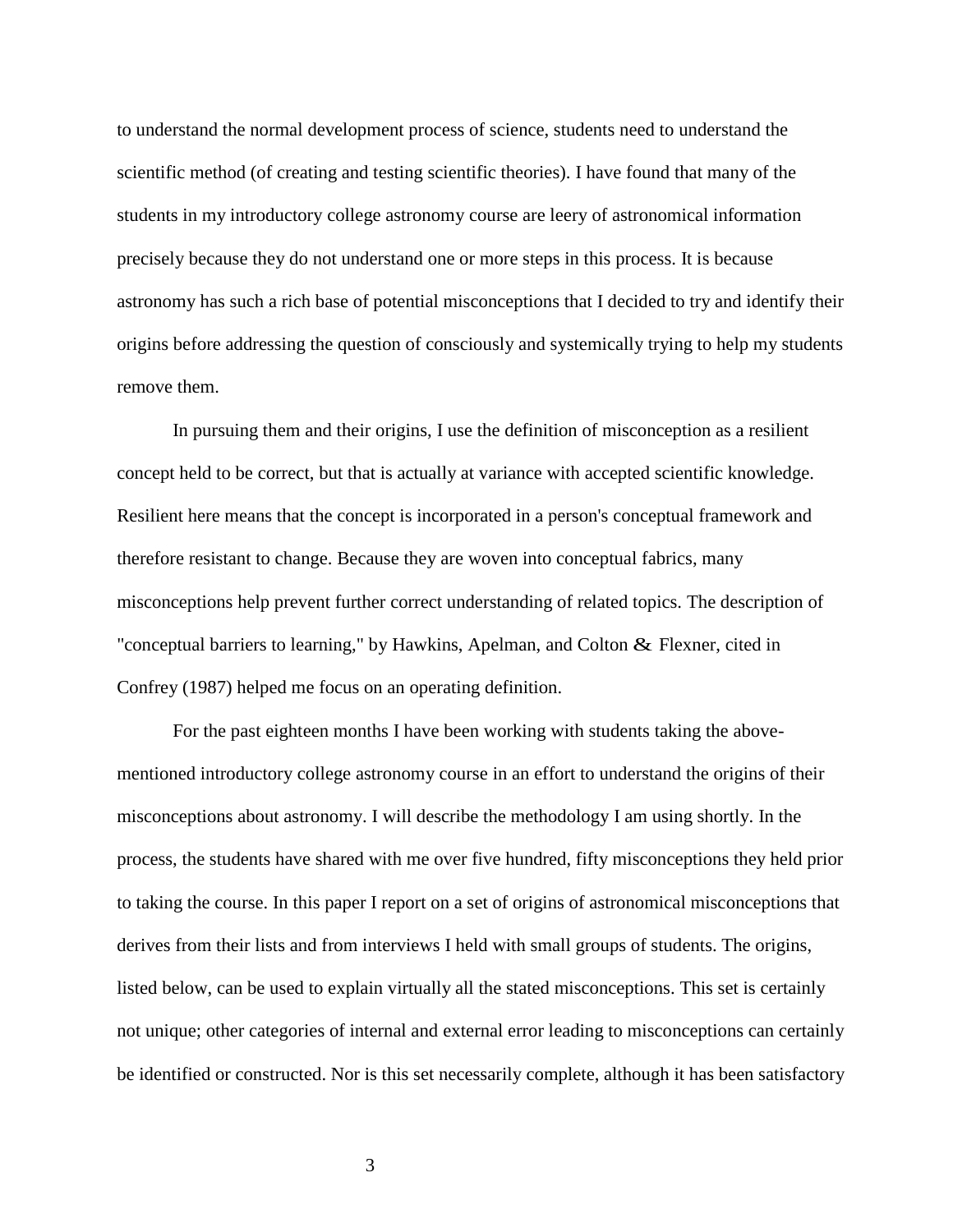to understand the normal development process of science, students need to understand the scientific method (of creating and testing scientific theories). I have found that many of the students in my introductory college astronomy course are leery of astronomical information precisely because they do not understand one or more steps in this process. It is because astronomy has such a rich base of potential misconceptions that I decided to try and identify their origins before addressing the question of consciously and systemically trying to help my students remove them.

In pursuing them and their origins, I use the definition of misconception as a resilient concept held to be correct, but that is actually at variance with accepted scientific knowledge. Resilient here means that the concept is incorporated in a person's conceptual framework and therefore resistant to change. Because they are woven into conceptual fabrics, many misconceptions help prevent further correct understanding of related topics. The description of "conceptual barriers to learning," by Hawkins, Apelman, and Colton & Flexner, cited in Confrey (1987) helped me focus on an operating definition.

For the past eighteen months I have been working with students taking the above-mentioned introductory college astronomy course in an effort to understand the origins of their misconceptions about astronomy. I will describe the methodology I am using shortly. In the process, the students have shared with me over five hundred, fifty misconceptions they held prior to taking the course. In this paper I report on a set of origins of astronomical misconceptions that derives from their lists and from interviews I held with small groups of students. The origins, listed below, can be used to explain virtually all the stated misconceptions. This set is certainly not unique; other categories of internal and external error leading to misconceptions can certainly be identified or constructed. Nor is this set necessarily complete, although it has been satisfactory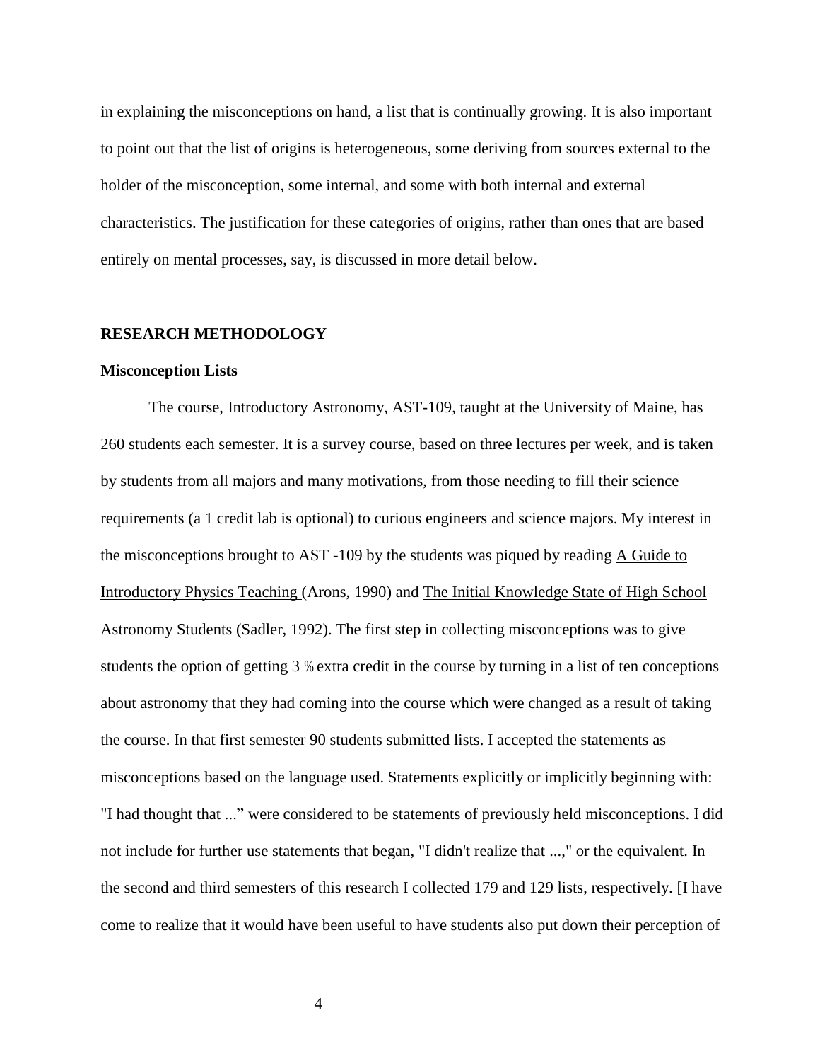in explaining the misconceptions on hand, a list that is continually growing. It is also important to point out that the list of origins is heterogeneous, some deriving from sources external to the holder of the misconception, some internal, and some with both internal and external characteristics. The justification for these categories of origins, rather than ones that are based entirely on mental processes, say, is discussed in more detail below.

## RESEARCH METHODOLOGY

### Misconception Lists

The course, Introductory Astronomy, AST-109, taught at the University of Maine, has 260 students each semester. It is a survey course, based on three lectures per week, and is taken by students from all majors and many motivations, from those needing to fill their science requirements (a 1 credit lab is optional) to curious engineers and science majors. My interest in the misconceptions brought to AST -109 by the students was piqued by reading A Guide to Introductory Physics Teaching (Arons, 1990) and The Initial Knowledge State of High School Astronomy Students (Sadler, 1992). The first step in collecting misconceptions was to give students the option of getting 3 % extra credit in the course by turning in a list of ten conceptions about astronomy that they had coming into the course which were changed as a result of taking the course. In that first semester 90 students submitted lists. I accepted the statements as misconceptions based on the language used. Statements explicitly or implicitly beginning with: "I had thought that ..." were considered to be statements of previously held misconceptions. I did not include for further use statements that began, "I didn't realize that ...," or the equivalent. In the second and third semesters of this research I collected 179 and 129 lists, respectively. [I have come to realize that it would have been useful to have students also put down their perception of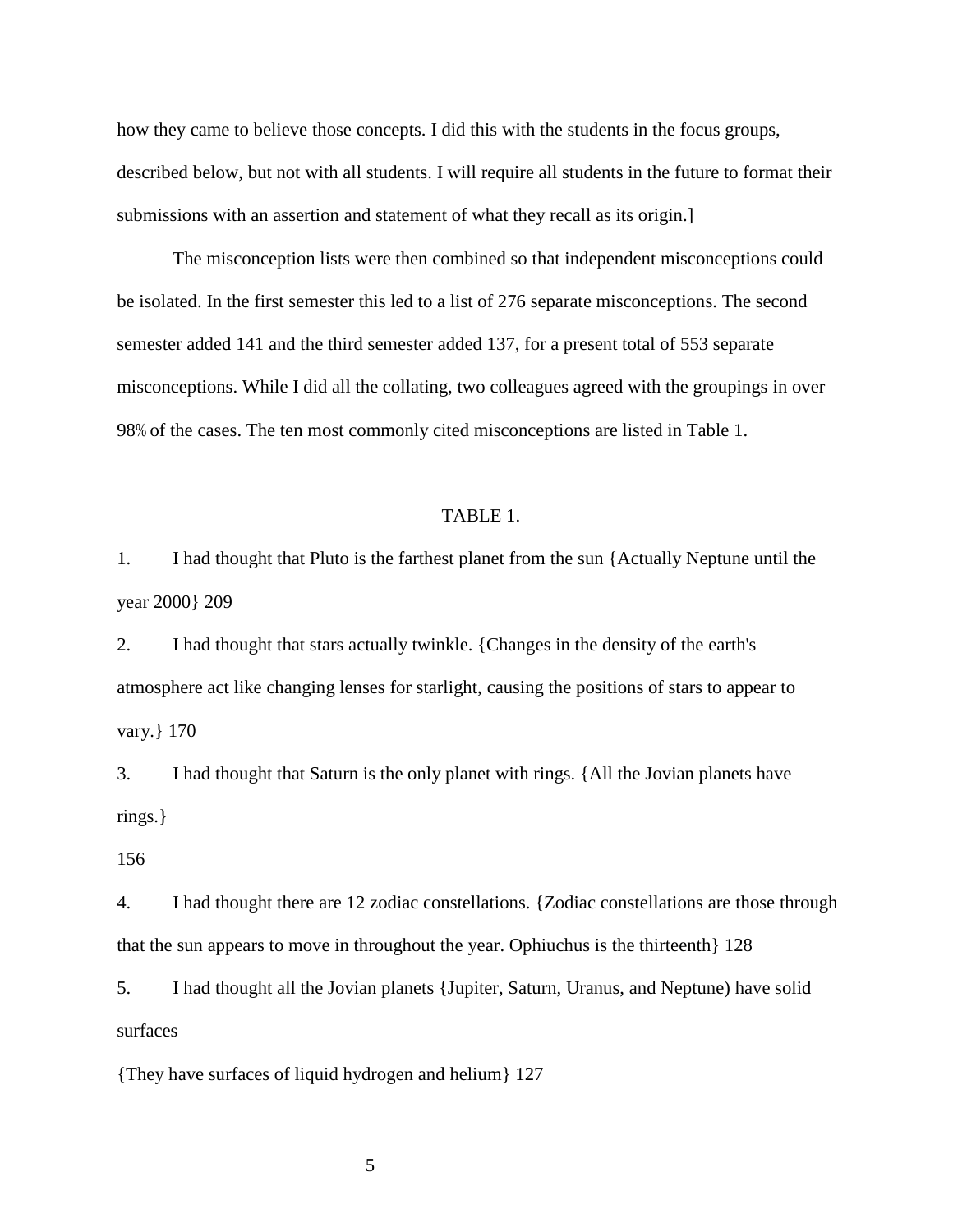how they came to believe those concepts. I did this with the students in the focus groups, described below, but not with all students. I will require all students in the future to format their submissions with an assertion and statement of what they recall as its origin.]

The misconception lists were then combined so that independent misconceptions could be isolated. In the first semester this led to a list of 276 separate misconceptions. The second semester added 141 and the third semester added 137, for a present total of 553 separate misconceptions. While I did all the collating, two colleagues agreed with the groupings in over 98% of the cases. The ten most commonly cited misconceptions are listed in Table 1.

TABLE 1.

1. I had thought that Pluto is the farthest planet from the sun {Actually Neptune until the year 2000} 209

2. I had thought that stars actually twinkle. {Changes in the density of the earth's atmosphere act like changing lenses for starlight, causing the positions of stars to appear to vary.} 170

3. I had thought that Saturn is the only planet with rings. {All the Jovian planets have rings.}

156

4. I had thought there are 12 zodiac constellations. {Zodiac constellations are those through that the sun appears to move in throughout the year. Ophiuchus is the thirteenth} 128

5. I had thought all the Jovian planets {Jupiter, Saturn, Uranus, and Neptune) have solid surfaces

{They have surfaces of liquid hydrogen and helium} 127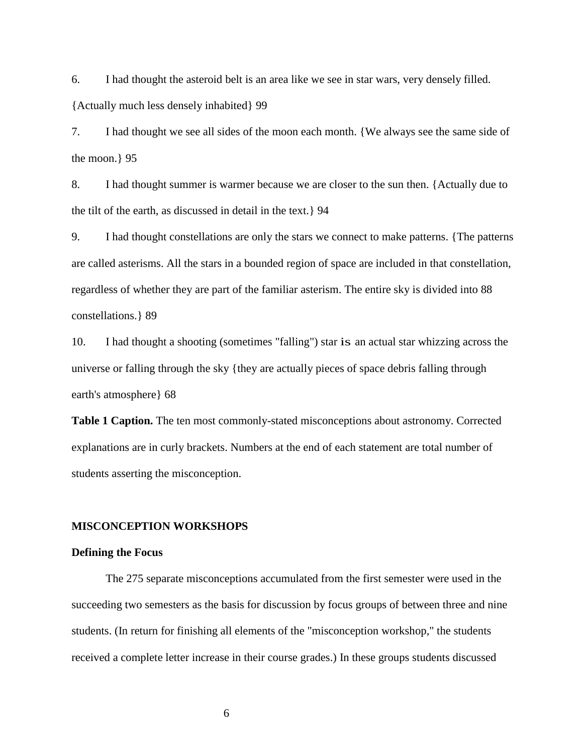6. I had thought the asteroid belt is an area like we see in star wars, very densely filled. {Actually much less densely inhabited} 99

7. I had thought we see all sides of the moon each month. {We always see the same side of the moon.} 95

8. I had thought summer is warmer because we are closer to the sun then. {Actually due to the tilt of the earth, as discussed in detail in the text.} 94

9. I had thought constellations are only the stars we connect to make patterns. {The patterns are called asterisms. All the stars in a bounded region of space are included in that constellation, regardless of whether they are part of the familiar asterism. The entire sky is divided into 88 constellations.} 89

10. I had thought a shooting (sometimes "falling") star is an actual star whizzing across the universe or falling through the sky {they are actually pieces of space debris falling through earth's atmosphere} 68

**Table 1 Caption.** The ten most commonly-stated misconceptions about astronomy. Corrected explanations are in curly brackets. Numbers at the end of each statement are total number of students asserting the misconception.

## MISCONCEPTION WORKSHOPS

### Defining the Focus

The 275 separate misconceptions accumulated from the first semester were used in the succeeding two semesters as the basis for discussion by focus groups of between three and nine students. (In return for finishing all elements of the "misconception workshop," the students received a complete letter increase in their course grades.) In these groups students discussed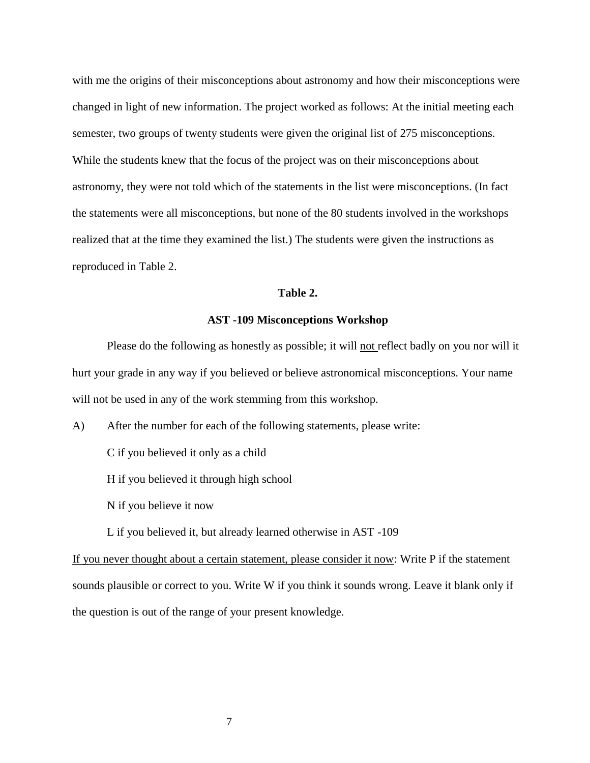with me the origins of their misconceptions about astronomy and how their misconceptions were changed in light of new information. The project worked as follows: At the initial meeting each semester, two groups of twenty students were given the original list of 275 misconceptions. While the students knew that the focus of the project was on their misconceptions about astronomy, they were not told which of the statements in the list were misconceptions. (In fact the statements were all misconceptions, but none of the 80 students involved in the workshops realized that at the time they examined the list.) The students were given the instructions as reproduced in Table 2.

**Table 2.**

**AST -109 Misconceptions Workshop**

Please do the following as honestly as possible; it will <u>not</u> reflect badly on you nor will it hurt your grade in any way if you believed or believe astronomical misconceptions. Your name will not be used in any of the work stemming from this workshop.

A) After the number for each of the following statements, please write:

C if you believed it only as a child

H if you believed it through high school

N if you believe it now

L if you believed it, but already learned otherwise in AST -109

<u>If you never thought about a certain statement, please consider it now</u>: Write P if the statement sounds plausible or correct to you. Write W if you think it sounds wrong. Leave it blank only if the question is out of the range of your present knowledge.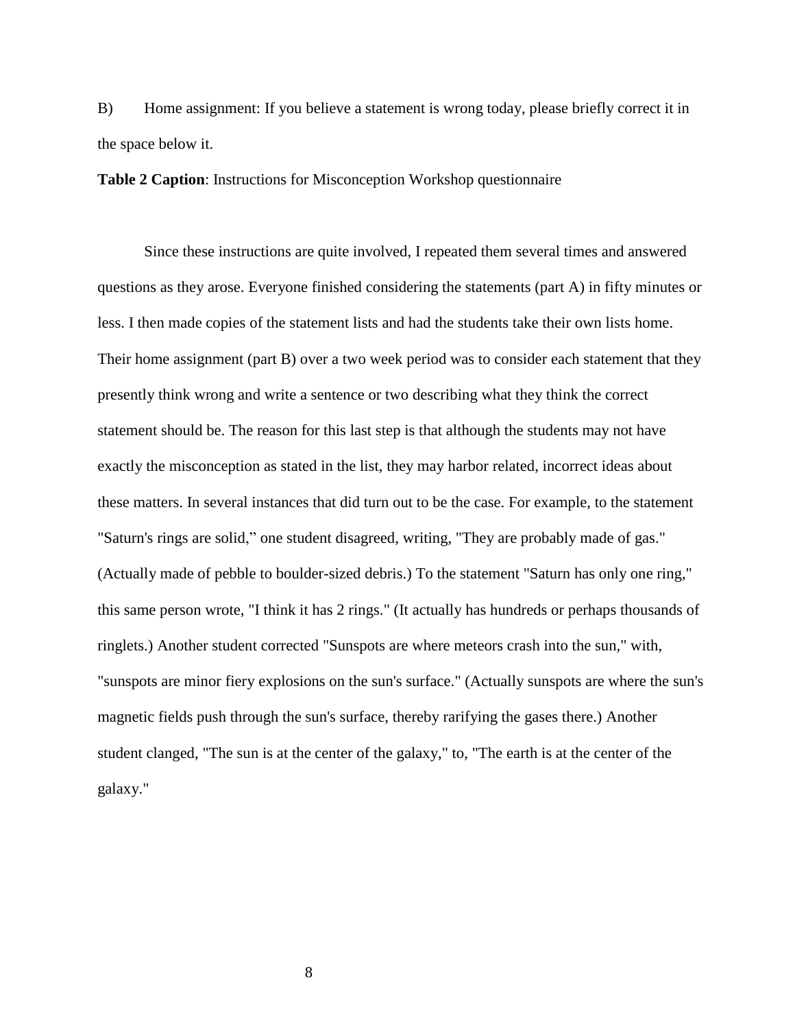B) Home assignment: If you believe a statement is wrong today, please briefly correct it in the space below it.

**Table 2 Caption**: Instructions for Misconception Workshop questionnaire

Since these instructions are quite involved, I repeated them several times and answered questions as they arose. Everyone finished considering the statements (part A) in fifty minutes or less. I then made copies of the statement lists and had the students take their own lists home. Their home assignment (part B) over a two week period was to consider each statement that they presently think wrong and write a sentence or two describing what they think the correct statement should be. The reason for this last step is that although the students may not have exactly the misconception as stated in the list, they may harbor related, incorrect ideas about these matters. In several instances that did turn out to be the case. For example, to the statement "Saturn's rings are solid," one student disagreed, writing, "They are probably made of gas." (Actually made of pebble to boulder-sized debris.) To the statement "Saturn has only one ring," this same person wrote, "I think it has 2 rings." (It actually has hundreds or perhaps thousands of ringlets.) Another student corrected "Sunspots are where meteors crash into the sun," with, "sunspots are minor fiery explosions on the sun's surface." (Actually sunspots are where the sun's magnetic fields push through the sun's surface, thereby rarifying the gases there.) Another student clanged, "The sun is at the center of the galaxy," to, "The earth is at the center of the galaxy."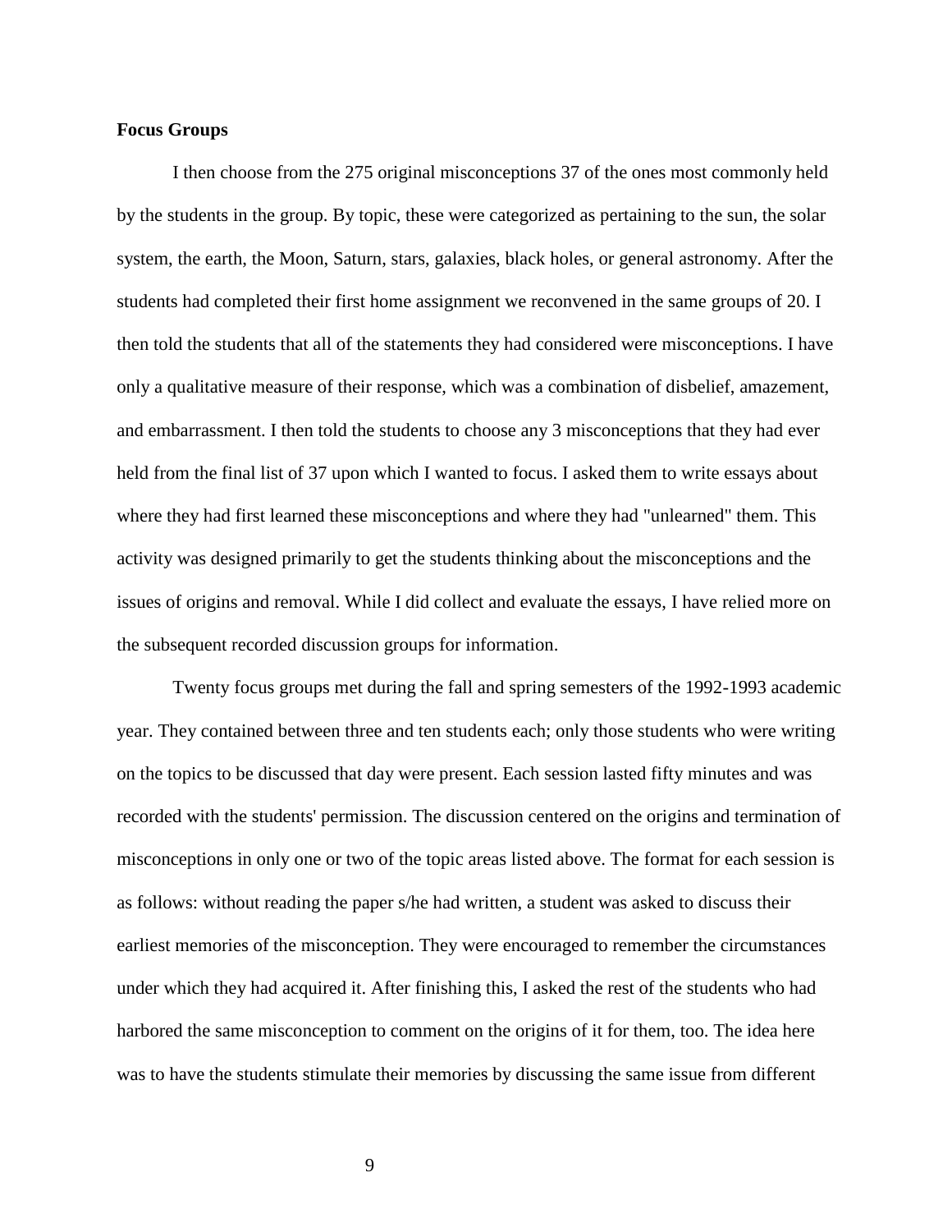**Focus Groups**

I then choose from the 275 original misconceptions 37 of the ones most commonly held by the students in the group. By topic, these were categorized as pertaining to the sun, the solar system, the earth, the Moon, Saturn, stars, galaxies, black holes, or general astronomy. After the students had completed their first home assignment we reconvened in the same groups of 20. I then told the students that all of the statements they had considered were misconceptions. I have only a qualitative measure of their response, which was a combination of disbelief, amazement, and embarrassment. I then told the students to choose any 3 misconceptions that they had ever held from the final list of 37 upon which I wanted to focus. I asked them to write essays about where they had first learned these misconceptions and where they had "unlearned" them. This activity was designed primarily to get the students thinking about the misconceptions and the issues of origins and removal. While I did collect and evaluate the essays, I have relied more on the subsequent recorded discussion groups for information.

Twenty focus groups met during the fall and spring semesters of the 1992-1993 academic year. They contained between three and ten students each; only those students who were writing on the topics to be discussed that day were present. Each session lasted fifty minutes and was recorded with the students' permission. The discussion centered on the origins and termination of misconceptions in only one or two of the topic areas listed above. The format for each session is as follows: without reading the paper s/he had written, a student was asked to discuss their earliest memories of the misconception. They were encouraged to remember the circumstances under which they had acquired it. After finishing this, I asked the rest of the students who had harbored the same misconception to comment on the origins of it for them, too. The idea here was to have the students stimulate their memories by discussing the same issue from different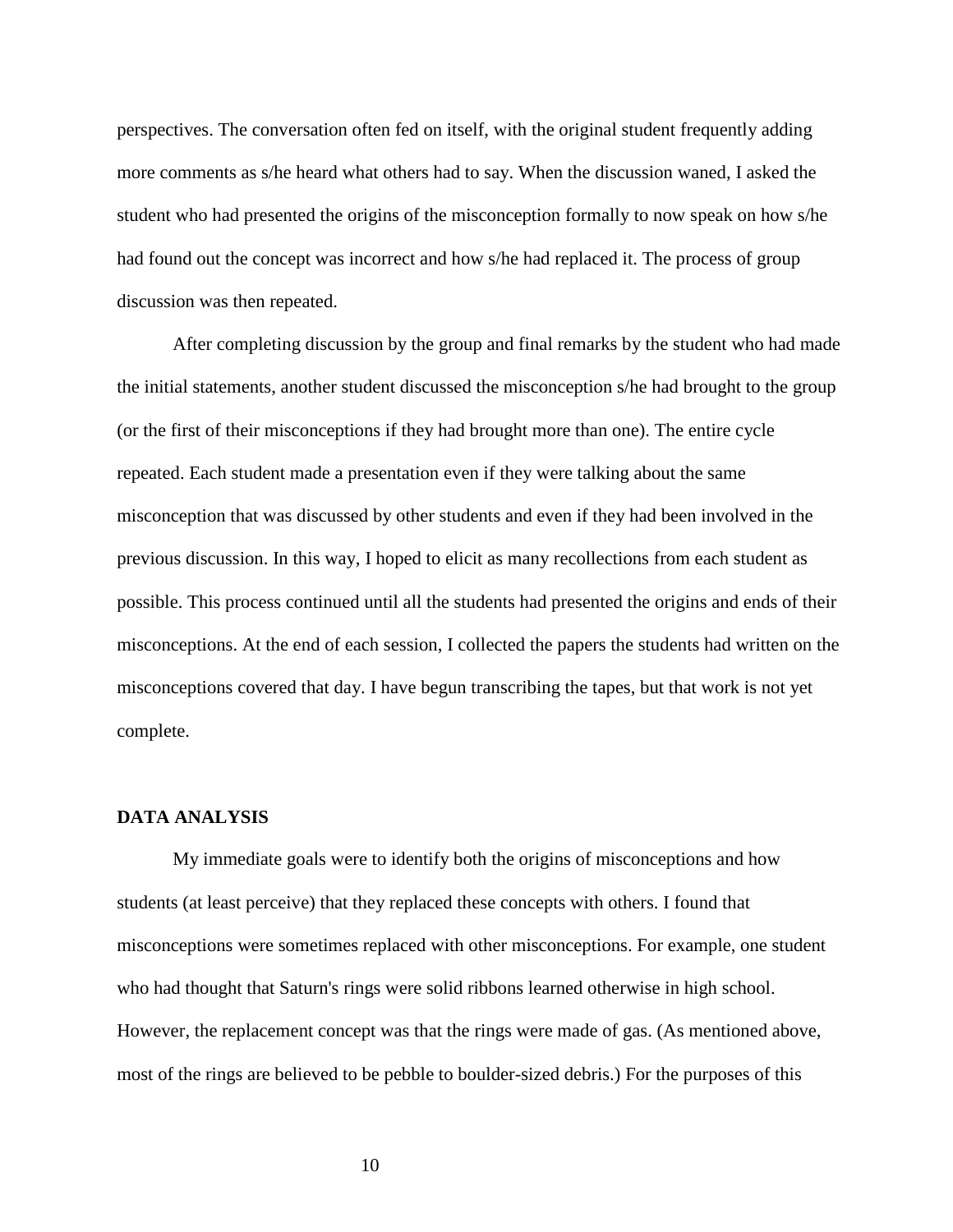perspectives. The conversation often fed on itself, with the original student frequently adding more comments as s/he heard what others had to say. When the discussion waned, I asked the student who had presented the origins of the misconception formally to now speak on how s/he had found out the concept was incorrect and how s/he had replaced it. The process of group discussion was then repeated.

After completing discussion by the group and final remarks by the student who had made the initial statements, another student discussed the misconception s/he had brought to the group (or the first of their misconceptions if they had brought more than one). The entire cycle repeated. Each student made a presentation even if they were talking about the same misconception that was discussed by other students and even if they had been involved in the previous discussion. In this way, I hoped to elicit as many recollections from each student as possible. This process continued until all the students had presented the origins and ends of their misconceptions. At the end of each session, I collected the papers the students had written on the misconceptions covered that day. I have begun transcribing the tapes, but that work is not yet complete.

## DATA ANALYSIS

My immediate goals were to identify both the origins of misconceptions and how students (at least perceive) that they replaced these concepts with others. I found that misconceptions were sometimes replaced with other misconceptions. For example, one student who had thought that Saturn's rings were solid ribbons learned otherwise in high school. However, the replacement concept was that the rings were made of gas. (As mentioned above, most of the rings are believed to be pebble to boulder-sized debris.) For the purposes of this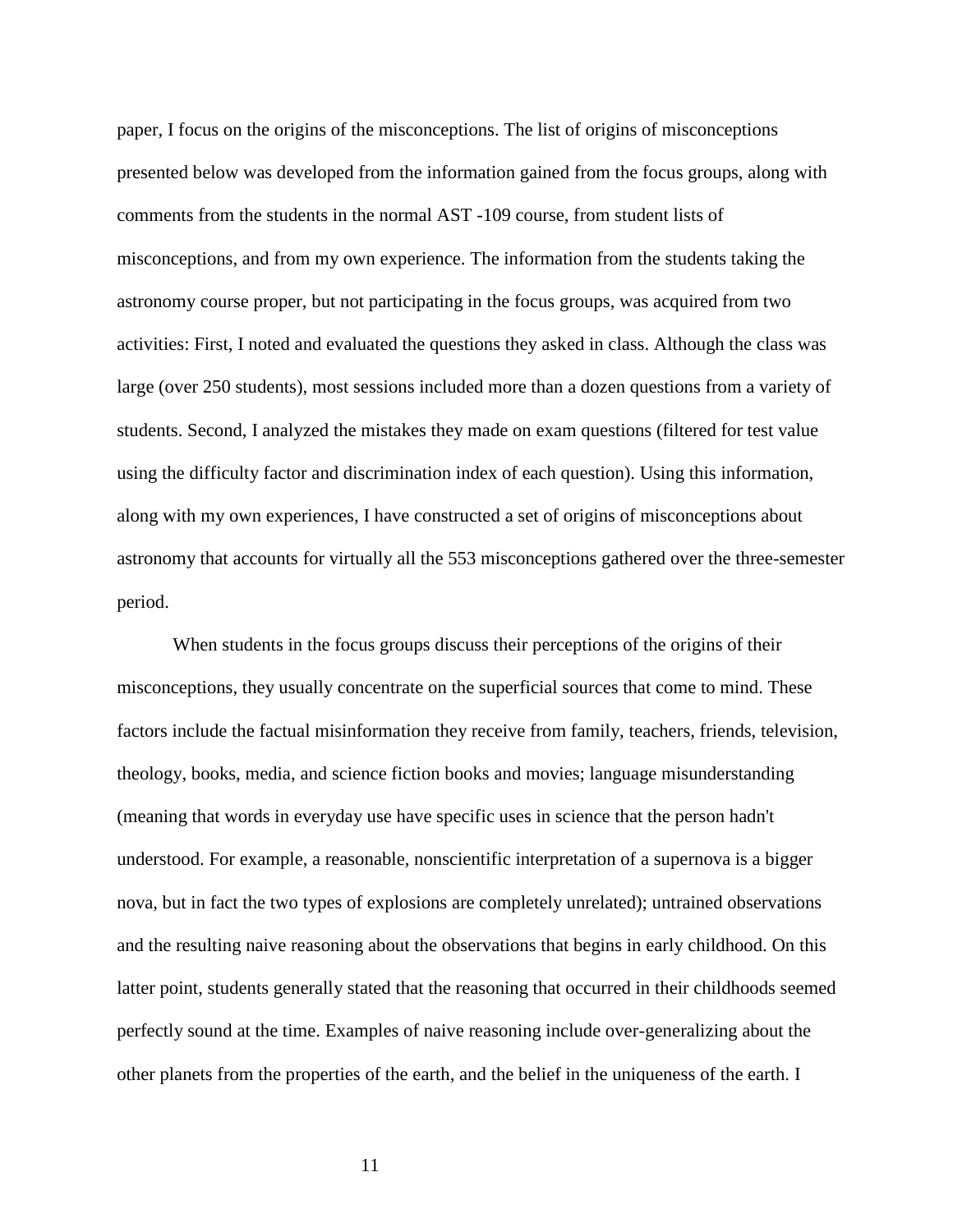paper, I focus on the origins of the misconceptions. The list of origins of misconceptions presented below was developed from the information gained from the focus groups, along with comments from the students in the normal AST -109 course, from student lists of misconceptions, and from my own experience. The information from the students taking the astronomy course proper, but not participating in the focus groups, was acquired from two activities: First, I noted and evaluated the questions they asked in class. Although the class was large (over 250 students), most sessions included more than a dozen questions from a variety of students. Second, I analyzed the mistakes they made on exam questions (filtered for test value using the difficulty factor and discrimination index of each question). Using this information, along with my own experiences, I have constructed a set of origins of misconceptions about astronomy that accounts for virtually all the 553 misconceptions gathered over the three-semester period.

When students in the focus groups discuss their perceptions of the origins of their misconceptions, they usually concentrate on the superficial sources that come to mind. These factors include the factual misinformation they receive from family, teachers, friends, television, theology, books, media, and science fiction books and movies; language misunderstanding (meaning that words in everyday use have specific uses in science that the person hadn't understood. For example, a reasonable, nonscientific interpretation of a supernova is a bigger nova, but in fact the two types of explosions are completely unrelated); untrained observations and the resulting naive reasoning about the observations that begins in early childhood. On this latter point, students generally stated that the reasoning that occurred in their childhoods seemed perfectly sound at the time. Examples of naive reasoning include over-generalizing about the other planets from the properties of the earth, and the belief in the uniqueness of the earth. I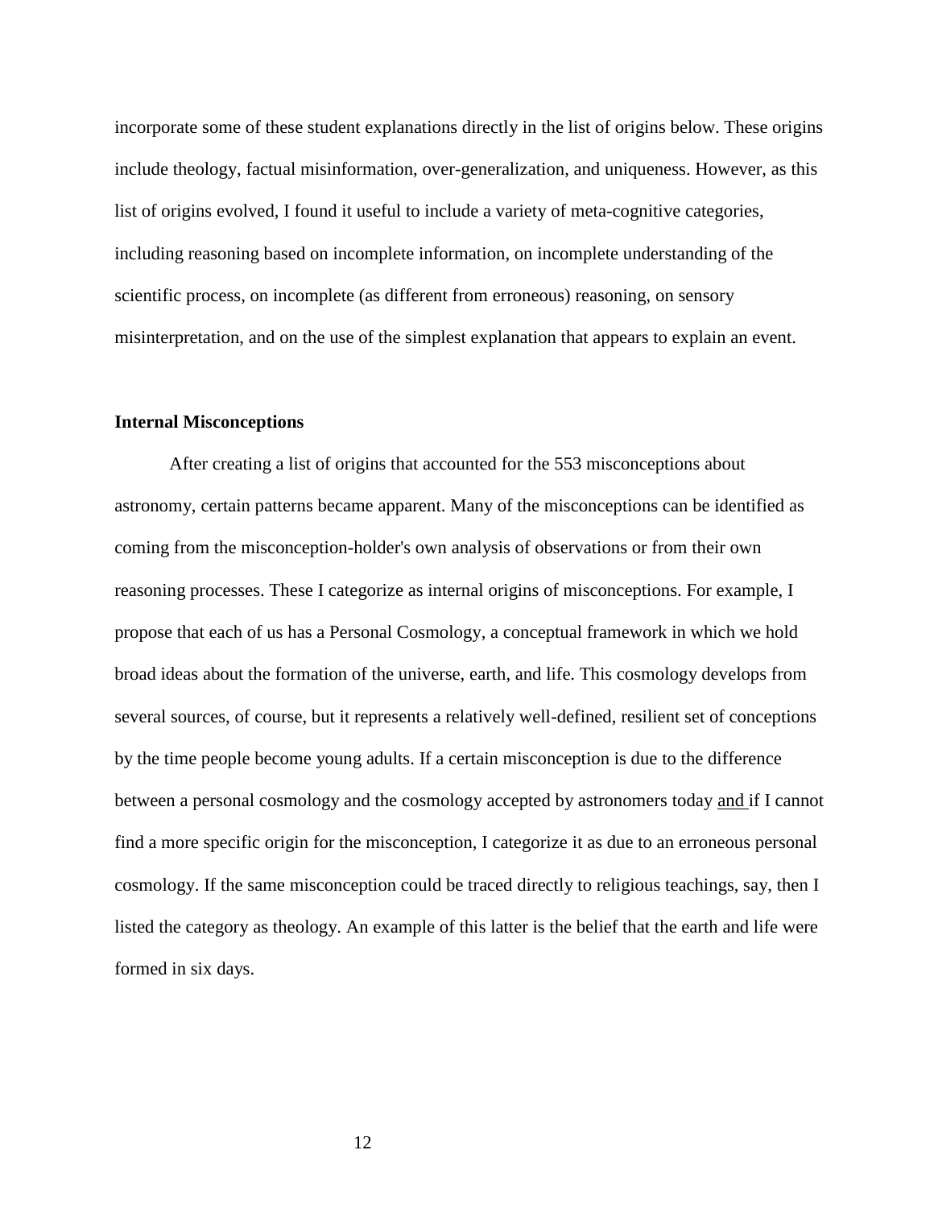incorporate some of these student explanations directly in the list of origins below. These origins include theology, factual misinformation, over-generalization, and uniqueness. However, as this list of origins evolved, I found it useful to include a variety of meta-cognitive categories, including reasoning based on incomplete information, on incomplete understanding of the scientific process, on incomplete (as different from erroneous) reasoning, on sensory misinterpretation, and on the use of the simplest explanation that appears to explain an event.

**Internal Misconceptions**

After creating a list of origins that accounted for the 553 misconceptions about astronomy, certain patterns became apparent. Many of the misconceptions can be identified as coming from the misconception-holder's own analysis of observations or from their own reasoning processes. These I categorize as internal origins of misconceptions. For example, I propose that each of us has a Personal Cosmology, a conceptual framework in which we hold broad ideas about the formation of the universe, earth, and life. This cosmology develops from several sources, of course, but it represents a relatively well-defined, resilient set of conceptions by the time people become young adults. If a certain misconception is due to the difference between a personal cosmology and the cosmology accepted by astronomers today <u>and</u> if I cannot find a more specific origin for the misconception, I categorize it as due to an erroneous personal cosmology. If the same misconception could be traced directly to religious teachings, say, then I listed the category as theology. An example of this latter is the belief that the earth and life were formed in six days.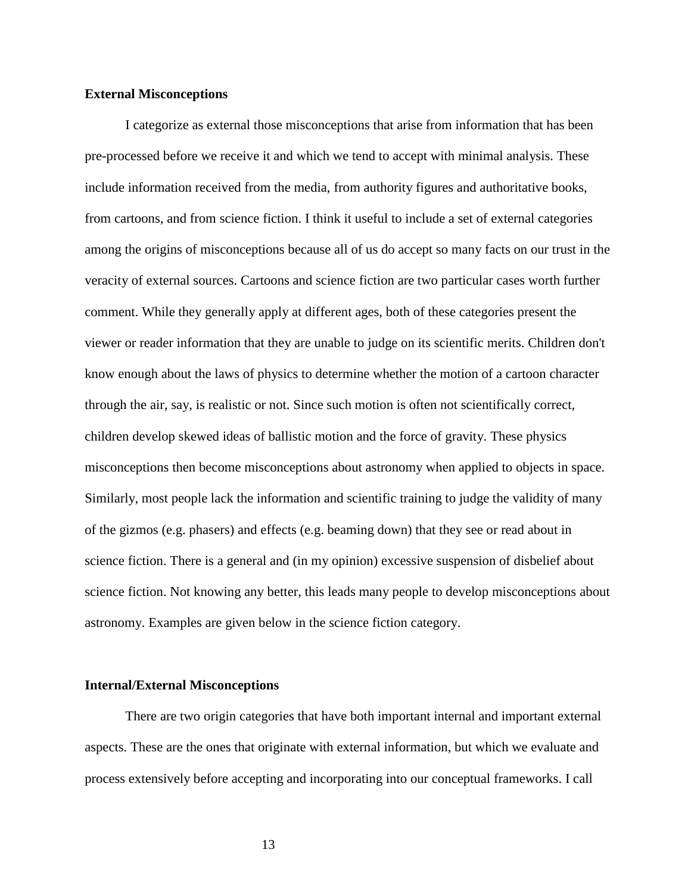**External Misconceptions**

I categorize as external those misconceptions that arise from information that has been pre-processed before we receive it and which we tend to accept with minimal analysis. These include information received from the media, from authority figures and authoritative books, from cartoons, and from science fiction. I think it useful to include a set of external categories among the origins of misconceptions because all of us do accept so many facts on our trust in the veracity of external sources. Cartoons and science fiction are two particular cases worth further comment. While they generally apply at different ages, both of these categories present the viewer or reader information that they are unable to judge on its scientific merits. Children don't know enough about the laws of physics to determine whether the motion of a cartoon character through the air, say, is realistic or not. Since such motion is often not scientifically correct, children develop skewed ideas of ballistic motion and the force of gravity. These physics misconceptions then become misconceptions about astronomy when applied to objects in space. Similarly, most people lack the information and scientific training to judge the validity of many of the gizmos (e.g. phasers) and effects (e.g. beaming down) that they see or read about in science fiction. There is a general and (in my opinion) excessive suspension of disbelief about science fiction. Not knowing any better, this leads many people to develop misconceptions about astronomy. Examples are given below in the science fiction category.

**Internal/External Misconceptions**

There are two origin categories that have both important internal and important external aspects. These are the ones that originate with external information, but which we evaluate and process extensively before accepting and incorporating into our conceptual frameworks. I call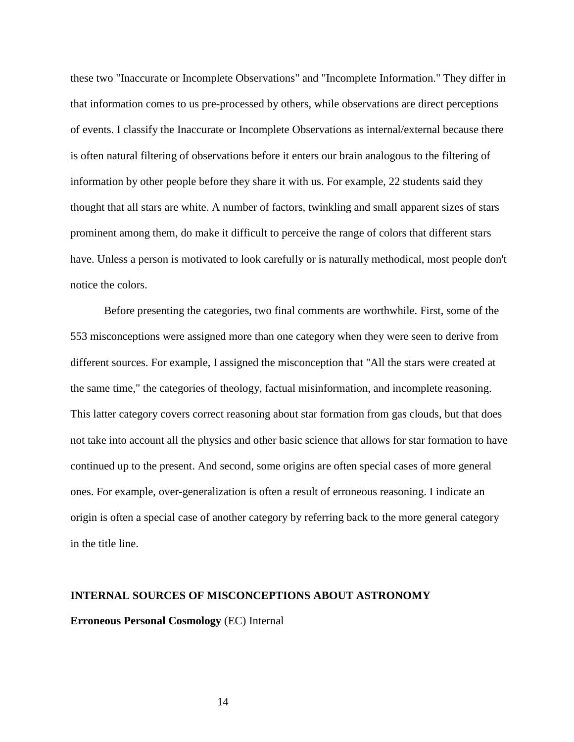these two "Inaccurate or Incomplete Observations" and "Incomplete Information." They differ in that information comes to us pre-processed by others, while observations are direct perceptions of events. I classify the Inaccurate or Incomplete Observations as internal/external because there is often natural filtering of observations before it enters our brain analogous to the filtering of information by other people before they share it with us. For example, 22 students said they thought that all stars are white. A number of factors, twinkling and small apparent sizes of stars prominent among them, do make it difficult to perceive the range of colors that different stars have. Unless a person is motivated to look carefully or is naturally methodical, most people don't notice the colors.

Before presenting the categories, two final comments are worthwhile. First, some of the 553 misconceptions were assigned more than one category when they were seen to derive from different sources. For example, I assigned the misconception that "All the stars were created at the same time," the categories of theology, factual misinformation, and incomplete reasoning. This latter category covers correct reasoning about star formation from gas clouds, but that does not take into account all the physics and other basic science that allows for star formation to have continued up to the present. And second, some origins are often special cases of more general ones. For example, over-generalization is often a result of erroneous reasoning. I indicate an origin is often a special case of another category by referring back to the more general category in the title line.

## INTERNAL SOURCES OF MISCONCEPTIONS ABOUT ASTRONOMY

**Erroneous Personal Cosmology** (EC) Internal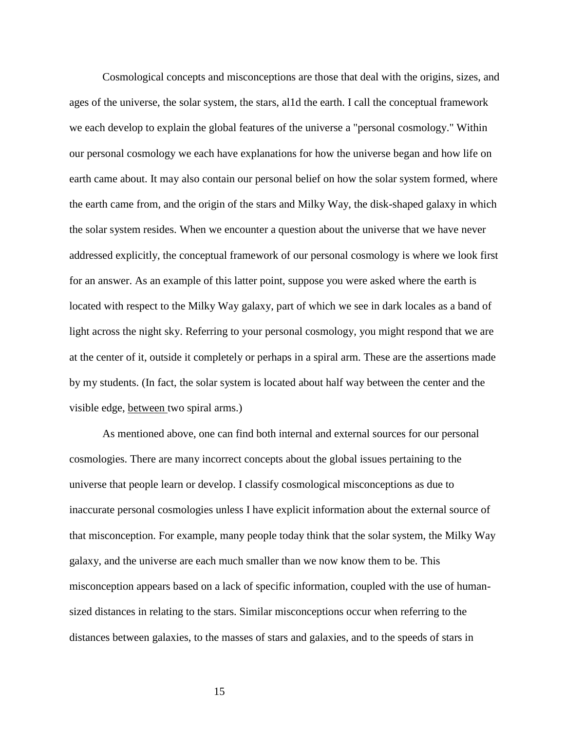Cosmological concepts and misconceptions are those that deal with the origins, sizes, and ages of the universe, the solar system, the stars, al1d the earth. I call the conceptual framework we each develop to explain the global features of the universe a "personal cosmology." Within our personal cosmology we each have explanations for how the universe began and how life on earth came about. It may also contain our personal belief on how the solar system formed, where the earth came from, and the origin of the stars and Milky Way, the disk-shaped galaxy in which the solar system resides. When we encounter a question about the universe that we have never addressed explicitly, the conceptual framework of our personal cosmology is where we look first for an answer. As an example of this latter point, suppose you were asked where the earth is located with respect to the Milky Way galaxy, part of which we see in dark locales as a band of light across the night sky. Referring to your personal cosmology, you might respond that we are at the center of it, outside it completely or perhaps in a spiral arm. These are the assertions made by my students. (In fact, the solar system is located about half way between the center and the visible edge, between two spiral arms.)

As mentioned above, one can find both internal and external sources for our personal cosmologies. There are many incorrect concepts about the global issues pertaining to the universe that people learn or develop. I classify cosmological misconceptions as due to inaccurate personal cosmologies unless I have explicit information about the external source of that misconception. For example, many people today think that the solar system, the Milky Way galaxy, and the universe are each much smaller than we now know them to be. This misconception appears based on a lack of specific information, coupled with the use of human-sized distances in relating to the stars. Similar misconceptions occur when referring to the distances between galaxies, to the masses of stars and galaxies, and to the speeds of stars in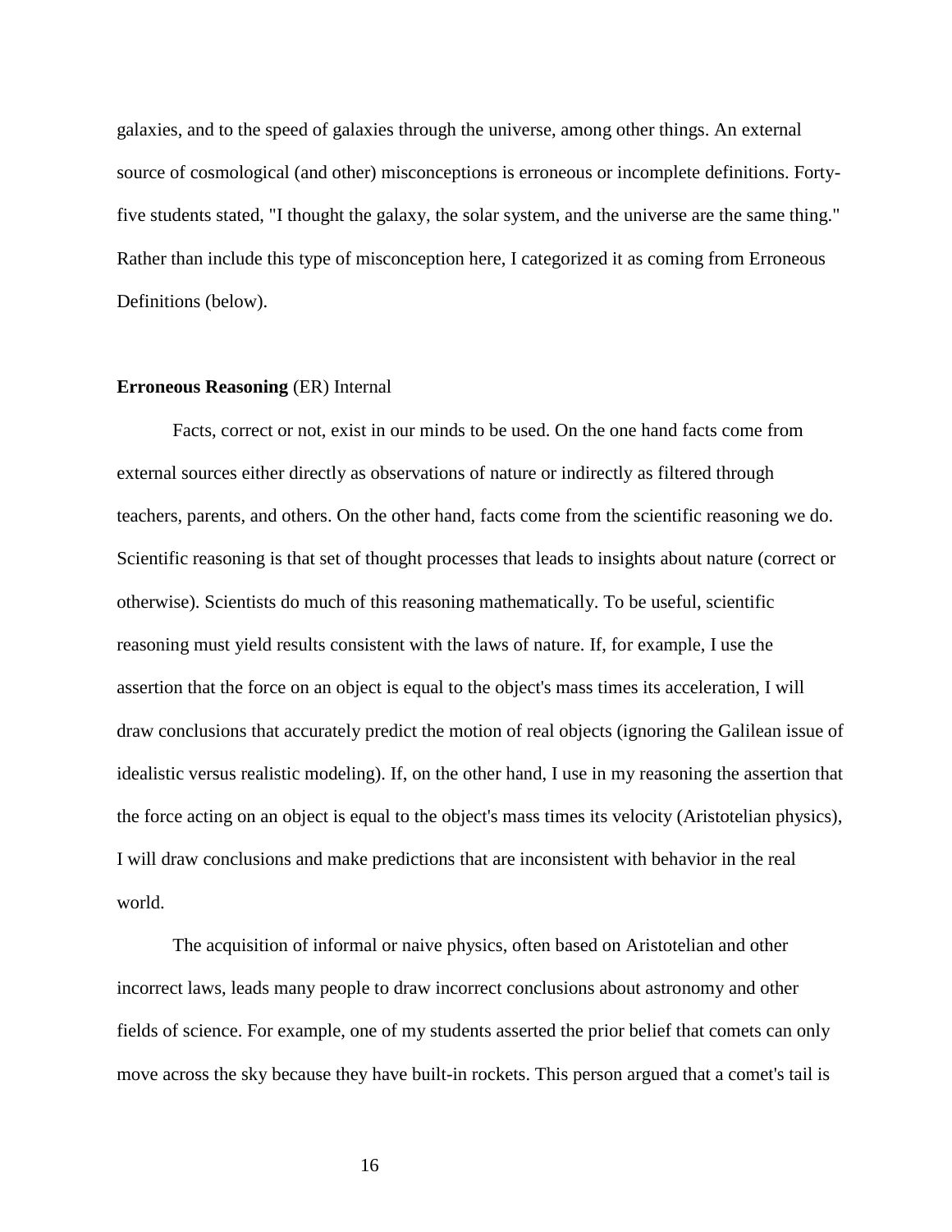galaxies, and to the speed of galaxies through the universe, among other things. An external source of cosmological (and other) misconceptions is erroneous or incomplete definitions. Forty-five students stated, "I thought the galaxy, the solar system, and the universe are the same thing." Rather than include this type of misconception here, I categorized it as coming from Erroneous Definitions (below).

**Erroneous Reasoning** (ER) Internal

Facts, correct or not, exist in our minds to be used. On the one hand facts come from external sources either directly as observations of nature or indirectly as filtered through teachers, parents, and others. On the other hand, facts come from the scientific reasoning we do. Scientific reasoning is that set of thought processes that leads to insights about nature (correct or otherwise). Scientists do much of this reasoning mathematically. To be useful, scientific reasoning must yield results consistent with the laws of nature. If, for example, I use the assertion that the force on an object is equal to the object's mass times its acceleration, I will draw conclusions that accurately predict the motion of real objects (ignoring the Galilean issue of idealistic versus realistic modeling). If, on the other hand, I use in my reasoning the assertion that the force acting on an object is equal to the object's mass times its velocity (Aristotelian physics), I will draw conclusions and make predictions that are inconsistent with behavior in the real world.

The acquisition of informal or naive physics, often based on Aristotelian and other incorrect laws, leads many people to draw incorrect conclusions about astronomy and other fields of science. For example, one of my students asserted the prior belief that comets can only move across the sky because they have built-in rockets. This person argued that a comet's tail is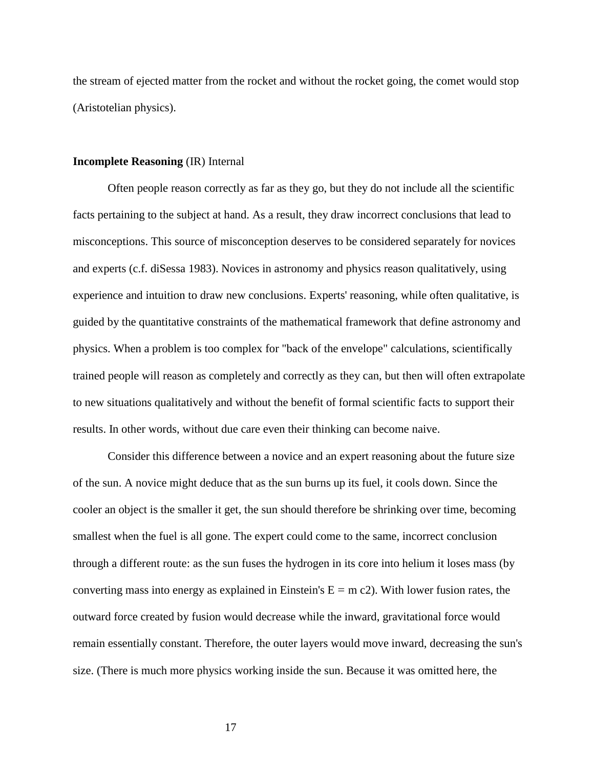the stream of ejected matter from the rocket and without the rocket going, the comet would stop (Aristotelian physics).

**Incomplete Reasoning** (IR) Internal

Often people reason correctly as far as they go, but they do not include all the scientific facts pertaining to the subject at hand. As a result, they draw incorrect conclusions that lead to misconceptions. This source of misconception deserves to be considered separately for novices and experts (c.f. diSessa 1983). Novices in astronomy and physics reason qualitatively, using experience and intuition to draw new conclusions. Experts' reasoning, while often qualitative, is guided by the quantitative constraints of the mathematical framework that define astronomy and physics. When a problem is too complex for "back of the envelope" calculations, scientifically trained people will reason as completely and correctly as they can, but then will often extrapolate to new situations qualitatively and without the benefit of formal scientific facts to support their results. In other words, without due care even their thinking can become naive.

Consider this difference between a novice and an expert reasoning about the future size of the sun. A novice might deduce that as the sun burns up its fuel, it cools down. Since the cooler an object is the smaller it get, the sun should therefore be shrinking over time, becoming smallest when the fuel is all gone. The expert could come to the same, incorrect conclusion through a different route: as the sun fuses the hydrogen in its core into helium it loses mass (by converting mass into energy as explained in Einstein's $E = m c2$). With lower fusion rates, the outward force created by fusion would decrease while the inward, gravitational force would remain essentially constant. Therefore, the outer layers would move inward, decreasing the sun's size. (There is much more physics working inside the sun. Because it was omitted here, the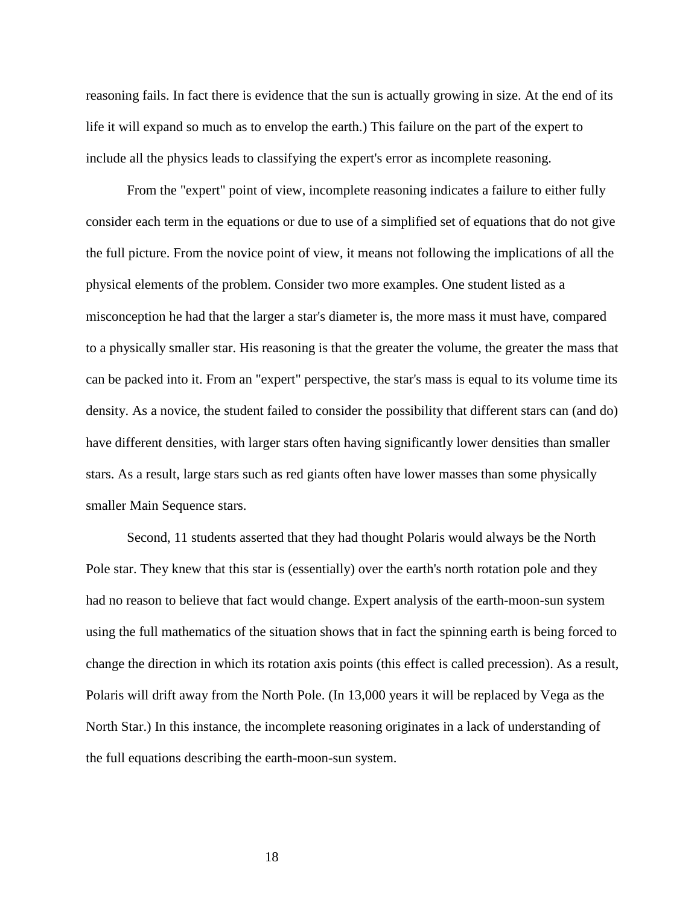reasoning fails. In fact there is evidence that the sun is actually growing in size. At the end of its life it will expand so much as to envelop the earth.) This failure on the part of the expert to include all the physics leads to classifying the expert's error as incomplete reasoning.

From the "expert" point of view, incomplete reasoning indicates a failure to either fully consider each term in the equations or due to use of a simplified set of equations that do not give the full picture. From the novice point of view, it means not following the implications of all the physical elements of the problem. Consider two more examples. One student listed as a misconception he had that the larger a star's diameter is, the more mass it must have, compared to a physically smaller star. His reasoning is that the greater the volume, the greater the mass that can be packed into it. From an "expert" perspective, the star's mass is equal to its volume time its density. As a novice, the student failed to consider the possibility that different stars can (and do) have different densities, with larger stars often having significantly lower densities than smaller stars. As a result, large stars such as red giants often have lower masses than some physically smaller Main Sequence stars.

Second, 11 students asserted that they had thought Polaris would always be the North Pole star. They knew that this star is (essentially) over the earth's north rotation pole and they had no reason to believe that fact would change. Expert analysis of the earth-moon-sun system using the full mathematics of the situation shows that in fact the spinning earth is being forced to change the direction in which its rotation axis points (this effect is called precession). As a result, Polaris will drift away from the North Pole. (In 13,000 years it will be replaced by Vega as the North Star.) In this instance, the incomplete reasoning originates in a lack of understanding of the full equations describing the earth-moon-sun system.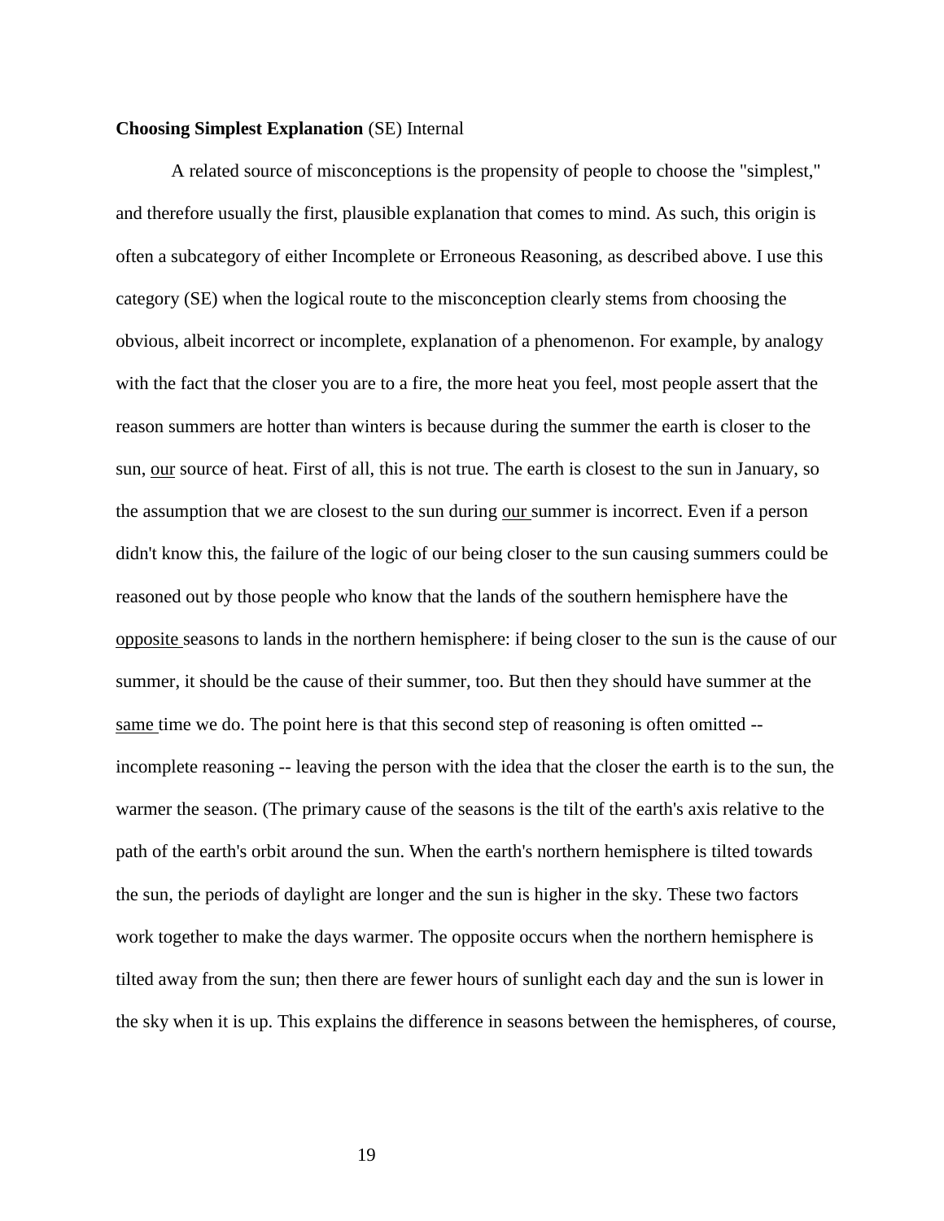**Choosing Simplest Explanation** (SE) Internal

A related source of misconceptions is the propensity of people to choose the "simplest," and therefore usually the first, plausible explanation that comes to mind. As such, this origin is often a subcategory of either Incomplete or Erroneous Reasoning, as described above. I use this category (SE) when the logical route to the misconception clearly stems from choosing the obvious, albeit incorrect or incomplete, explanation of a phenomenon. For example, by analogy with the fact that the closer you are to a fire, the more heat you feel, most people assert that the reason summers are hotter than winters is because during the summer the earth is closer to the sun, <u>our</u> source of heat. First of all, this is not true. The earth is closest to the sun in January, so the assumption that we are closest to the sun during <u>our</u> summer is incorrect. Even if a person didn't know this, the failure of the logic of our being closer to the sun causing summers could be reasoned out by those people who know that the lands of the southern hemisphere have the <u>opposite</u> seasons to lands in the northern hemisphere: if being closer to the sun is the cause of our summer, it should be the cause of their summer, too. But then they should have summer at the <u>same</u> time we do. The point here is that this second step of reasoning is often omitted -- incomplete reasoning -- leaving the person with the idea that the closer the earth is to the sun, the warmer the season. (The primary cause of the seasons is the tilt of the earth's axis relative to the path of the earth's orbit around the sun. When the earth's northern hemisphere is tilted towards the sun, the periods of daylight are longer and the sun is higher in the sky. These two factors work together to make the days warmer. The opposite occurs when the northern hemisphere is tilted away from the sun; then there are fewer hours of sunlight each day and the sun is lower in the sky when it is up. This explains the difference in seasons between the hemispheres, of course,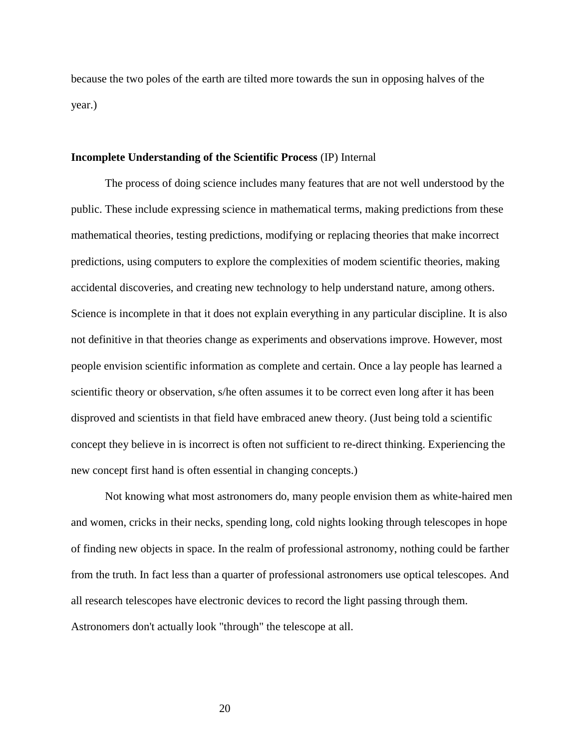because the two poles of the earth are tilted more towards the sun in opposing halves of the year.)

**Incomplete Understanding of the Scientific Process** (IP) Internal

The process of doing science includes many features that are not well understood by the public. These include expressing science in mathematical terms, making predictions from these mathematical theories, testing predictions, modifying or replacing theories that make incorrect predictions, using computers to explore the complexities of modem scientific theories, making accidental discoveries, and creating new technology to help understand nature, among others. Science is incomplete in that it does not explain everything in any particular discipline. It is also not definitive in that theories change as experiments and observations improve. However, most people envision scientific information as complete and certain. Once a lay people has learned a scientific theory or observation, s/he often assumes it to be correct even long after it has been disproved and scientists in that field have embraced anew theory. (Just being told a scientific concept they believe in is incorrect is often not sufficient to re-direct thinking. Experiencing the new concept first hand is often essential in changing concepts.)

Not knowing what most astronomers do, many people envision them as white-haired men and women, cricks in their necks, spending long, cold nights looking through telescopes in hope of finding new objects in space. In the realm of professional astronomy, nothing could be farther from the truth. In fact less than a quarter of professional astronomers use optical telescopes. And all research telescopes have electronic devices to record the light passing through them. Astronomers don't actually look "through" the telescope at all.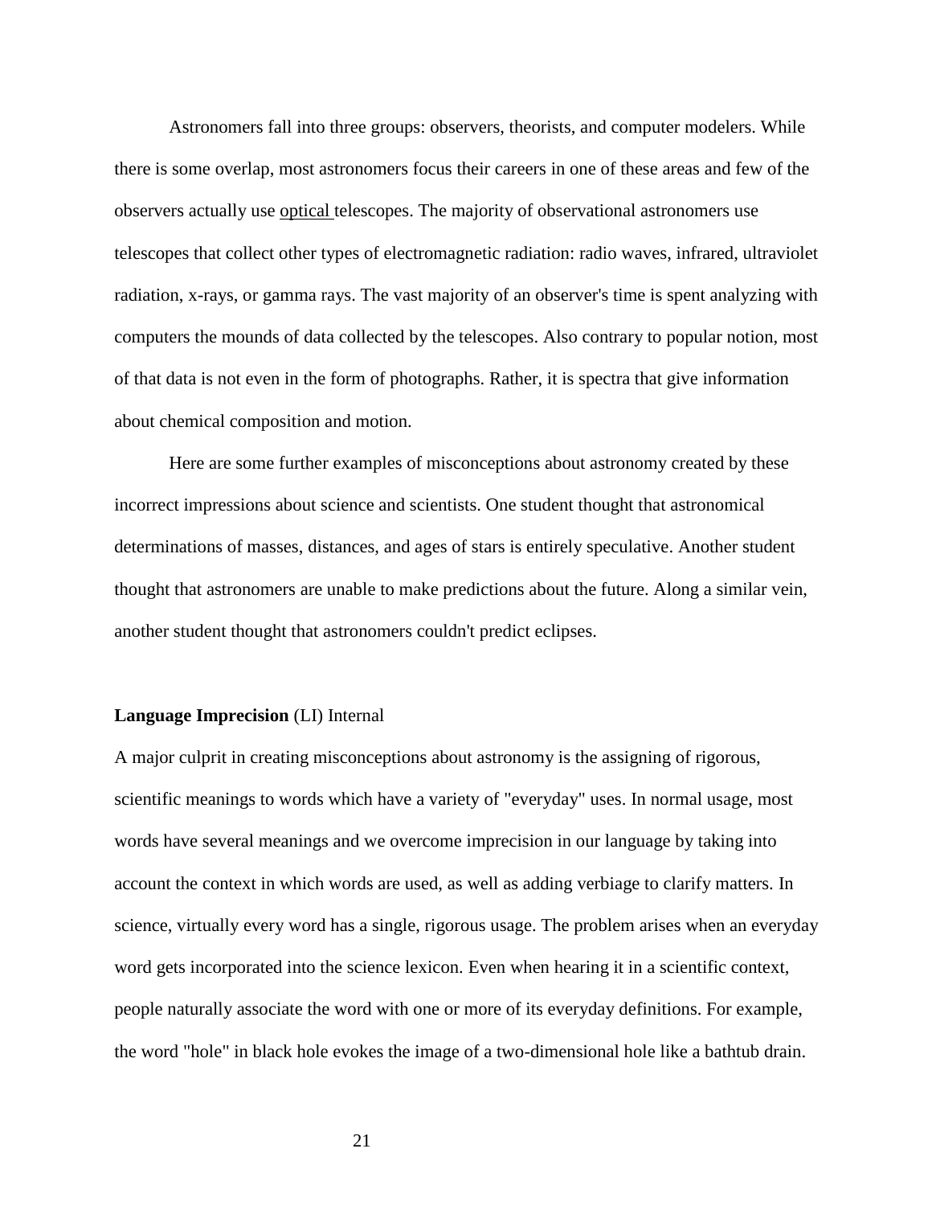Astronomers fall into three groups: observers, theorists, and computer modelers. While there is some overlap, most astronomers focus their careers in one of these areas and few of the observers actually use optical telescopes. The majority of observational astronomers use telescopes that collect other types of electromagnetic radiation: radio waves, infrared, ultraviolet radiation, x-rays, or gamma rays. The vast majority of an observer's time is spent analyzing with computers the mounds of data collected by the telescopes. Also contrary to popular notion, most of that data is not even in the form of photographs. Rather, it is spectra that give information about chemical composition and motion.

Here are some further examples of misconceptions about astronomy created by these incorrect impressions about science and scientists. One student thought that astronomical determinations of masses, distances, and ages of stars is entirely speculative. Another student thought that astronomers are unable to make predictions about the future. Along a similar vein, another student thought that astronomers couldn't predict eclipses.

**Language Imprecision** (LI) Internal

A major culprit in creating misconceptions about astronomy is the assigning of rigorous, scientific meanings to words which have a variety of "everyday" uses. In normal usage, most words have several meanings and we overcome imprecision in our language by taking into account the context in which words are used, as well as adding verbiage to clarify matters. In science, virtually every word has a single, rigorous usage. The problem arises when an everyday word gets incorporated into the science lexicon. Even when hearing it in a scientific context, people naturally associate the word with one or more of its everyday definitions. For example, the word "hole" in black hole evokes the image of a two-dimensional hole like a bathtub drain.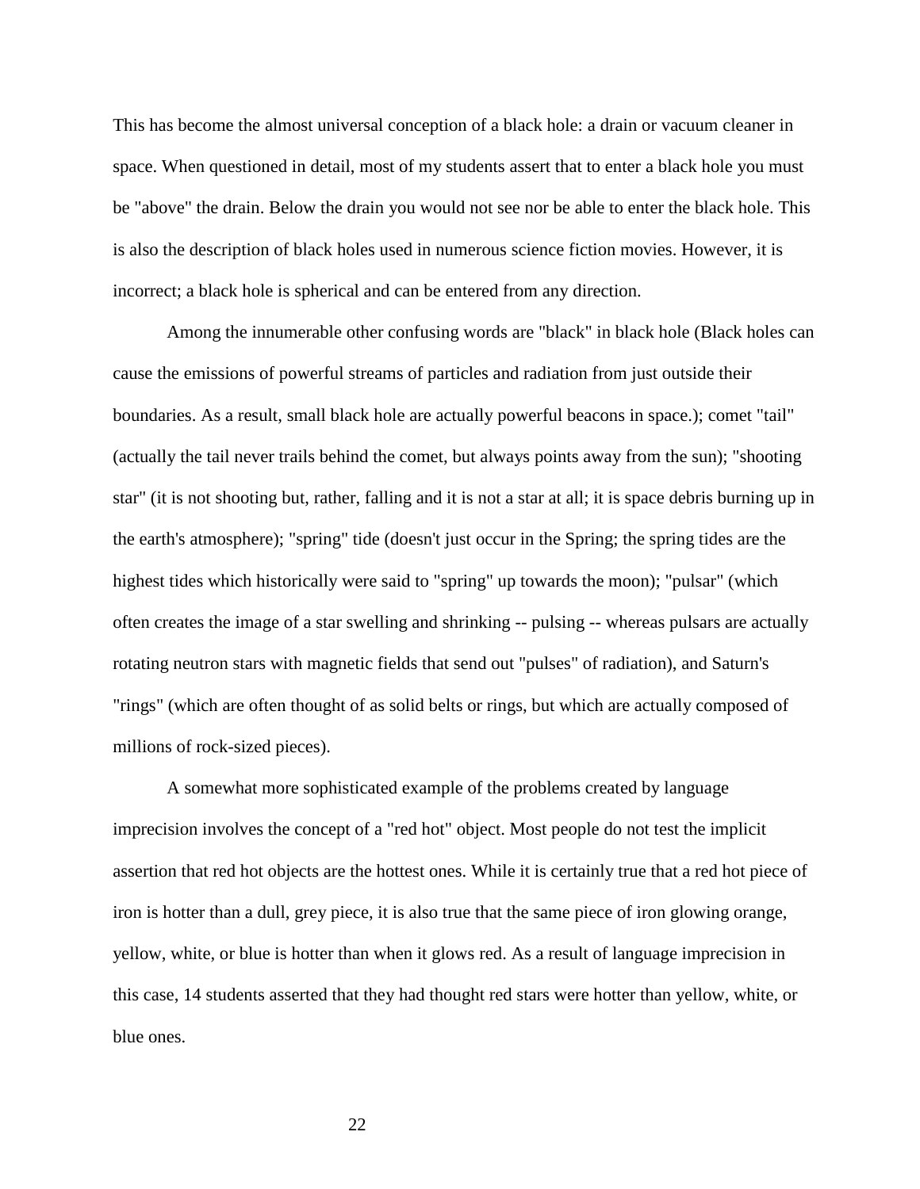This has become the almost universal conception of a black hole: a drain or vacuum cleaner in space. When questioned in detail, most of my students assert that to enter a black hole you must be "above" the drain. Below the drain you would not see nor be able to enter the black hole. This is also the description of black holes used in numerous science fiction movies. However, it is incorrect; a black hole is spherical and can be entered from any direction.

Among the innumerable other confusing words are "black" in black hole (Black holes can cause the emissions of powerful streams of particles and radiation from just outside their boundaries. As a result, small black hole are actually powerful beacons in space.); comet "tail" (actually the tail never trails behind the comet, but always points away from the sun); "shooting star" (it is not shooting but, rather, falling and it is not a star at all; it is space debris burning up in the earth's atmosphere); "spring" tide (doesn't just occur in the Spring; the spring tides are the highest tides which historically were said to "spring" up towards the moon); "pulsar" (which often creates the image of a star swelling and shrinking -- pulsing -- whereas pulsars are actually rotating neutron stars with magnetic fields that send out "pulses" of radiation), and Saturn's "rings" (which are often thought of as solid belts or rings, but which are actually composed of millions of rock-sized pieces).

A somewhat more sophisticated example of the problems created by language imprecision involves the concept of a "red hot" object. Most people do not test the implicit assertion that red hot objects are the hottest ones. While it is certainly true that a red hot piece of iron is hotter than a dull, grey piece, it is also true that the same piece of iron glowing orange, yellow, white, or blue is hotter than when it glows red. As a result of language imprecision in this case, 14 students asserted that they had thought red stars were hotter than yellow, white, or blue ones.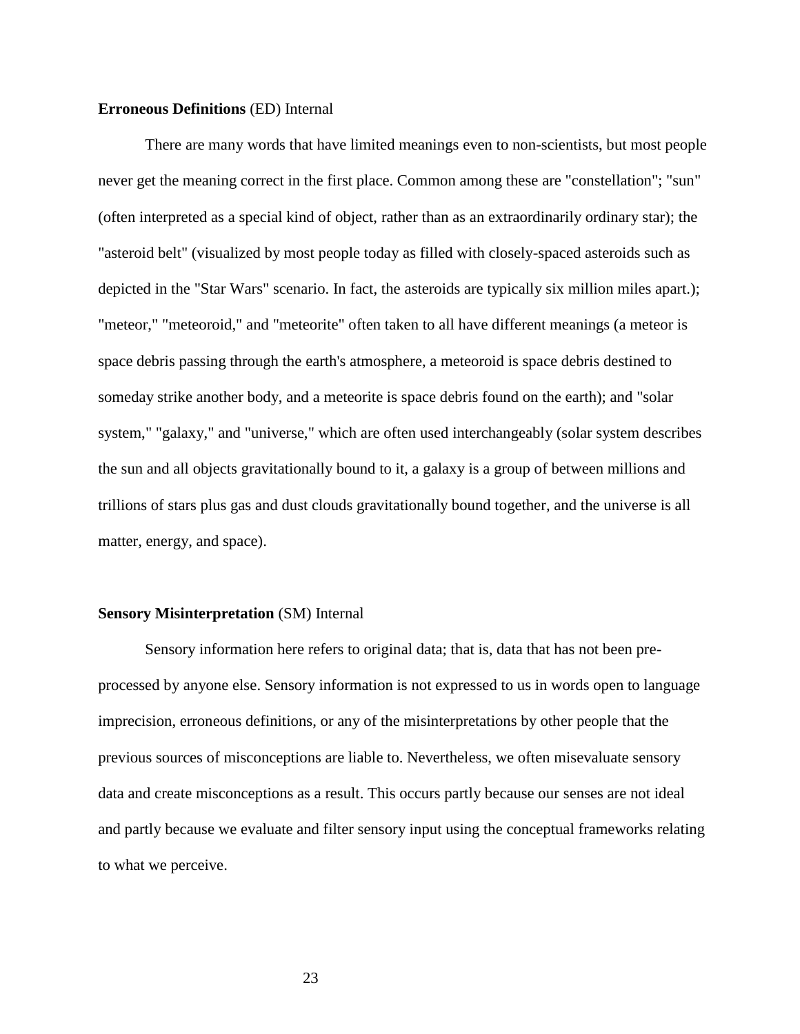**Erroneous Definitions** (ED) Internal

There are many words that have limited meanings even to non-scientists, but most people never get the meaning correct in the first place. Common among these are "constellation"; "sun" (often interpreted as a special kind of object, rather than as an extraordinarily ordinary star); the "asteroid belt" (visualized by most people today as filled with closely-spaced asteroids such as depicted in the "Star Wars" scenario. In fact, the asteroids are typically six million miles apart.); "meteor," "meteoroid," and "meteorite" often taken to all have different meanings (a meteor is space debris passing through the earth's atmosphere, a meteoroid is space debris destined to someday strike another body, and a meteorite is space debris found on the earth); and "solar system," "galaxy," and "universe," which are often used interchangeably (solar system describes the sun and all objects gravitationally bound to it, a galaxy is a group of between millions and trillions of stars plus gas and dust clouds gravitationally bound together, and the universe is all matter, energy, and space).

**Sensory Misinterpretation** (SM) Internal

Sensory information here refers to original data; that is, data that has not been pre-processed by anyone else. Sensory information is not expressed to us in words open to language imprecision, erroneous definitions, or any of the misinterpretations by other people that the previous sources of misconceptions are liable to. Nevertheless, we often misevaluate sensory data and create misconceptions as a result. This occurs partly because our senses are not ideal and partly because we evaluate and filter sensory input using the conceptual frameworks relating to what we perceive.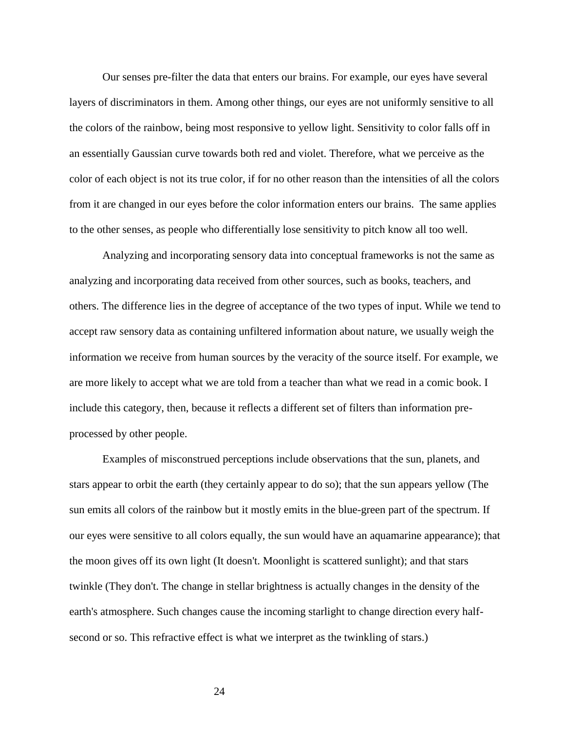Our senses pre-filter the data that enters our brains. For example, our eyes have several layers of discriminators in them. Among other things, our eyes are not uniformly sensitive to all the colors of the rainbow, being most responsive to yellow light. Sensitivity to color falls off in an essentially Gaussian curve towards both red and violet. Therefore, what we perceive as the color of each object is not its true color, if for no other reason than the intensities of all the colors from it are changed in our eyes before the color information enters our brains. The same applies to the other senses, as people who differentially lose sensitivity to pitch know all too well.

Analyzing and incorporating sensory data into conceptual frameworks is not the same as analyzing and incorporating data received from other sources, such as books, teachers, and others. The difference lies in the degree of acceptance of the two types of input. While we tend to accept raw sensory data as containing unfiltered information about nature, we usually weigh the information we receive from human sources by the veracity of the source itself. For example, we are more likely to accept what we are told from a teacher than what we read in a comic book. I include this category, then, because it reflects a different set of filters than information pre-processed by other people.

Examples of misconstrued perceptions include observations that the sun, planets, and stars appear to orbit the earth (they certainly appear to do so); that the sun appears yellow (The sun emits all colors of the rainbow but it mostly emits in the blue-green part of the spectrum. If our eyes were sensitive to all colors equally, the sun would have an aquamarine appearance); that the moon gives off its own light (It doesn't. Moonlight is scattered sunlight); and that stars twinkle (They don't. The change in stellar brightness is actually changes in the density of the earth's atmosphere. Such changes cause the incoming starlight to change direction every half-second or so. This refractive effect is what we interpret as the twinkling of stars.)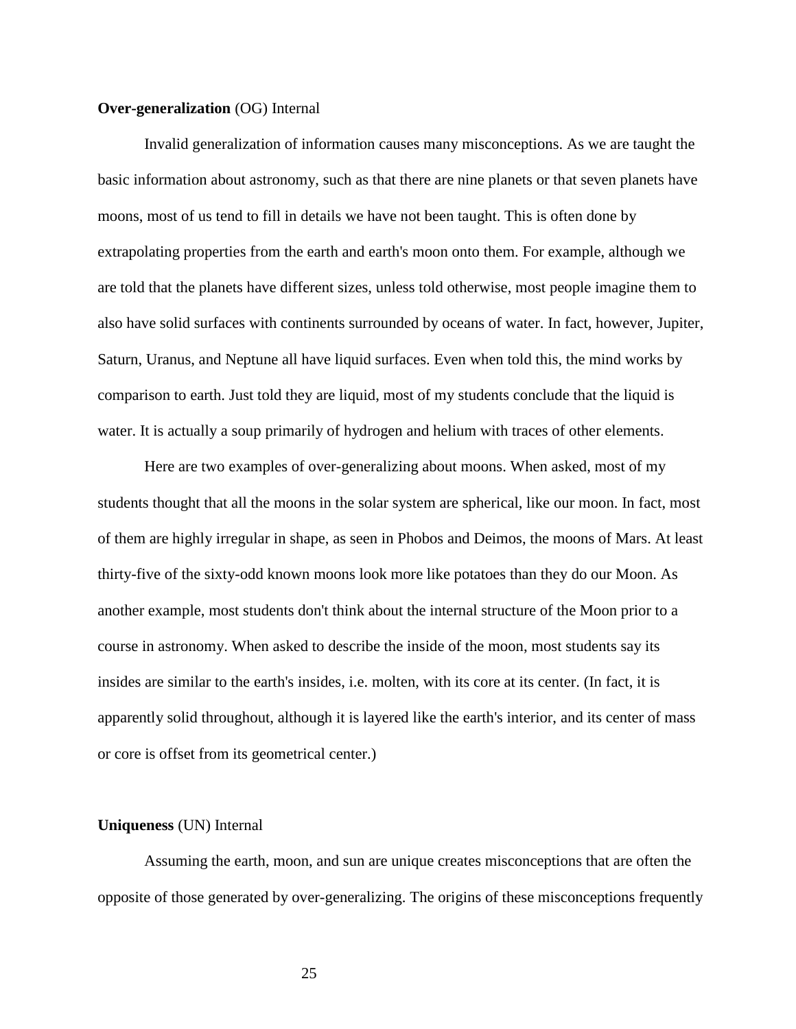**Over-generalization** (OG) Internal

Invalid generalization of information causes many misconceptions. As we are taught the basic information about astronomy, such as that there are nine planets or that seven planets have moons, most of us tend to fill in details we have not been taught. This is often done by extrapolating properties from the earth and earth's moon onto them. For example, although we are told that the planets have different sizes, unless told otherwise, most people imagine them to also have solid surfaces with continents surrounded by oceans of water. In fact, however, Jupiter, Saturn, Uranus, and Neptune all have liquid surfaces. Even when told this, the mind works by comparison to earth. Just told they are liquid, most of my students conclude that the liquid is water. It is actually a soup primarily of hydrogen and helium with traces of other elements.

Here are two examples of over-generalizing about moons. When asked, most of my students thought that all the moons in the solar system are spherical, like our moon. In fact, most of them are highly irregular in shape, as seen in Phobos and Deimos, the moons of Mars. At least thirty-five of the sixty-odd known moons look more like potatoes than they do our Moon. As another example, most students don't think about the internal structure of the Moon prior to a course in astronomy. When asked to describe the inside of the moon, most students say its insides are similar to the earth's insides, i.e. molten, with its core at its center. (In fact, it is apparently solid throughout, although it is layered like the earth's interior, and its center of mass or core is offset from its geometrical center.)

**Uniqueness** (UN) Internal

Assuming the earth, moon, and sun are unique creates misconceptions that are often the opposite of those generated by over-generalizing. The origins of these misconceptions frequently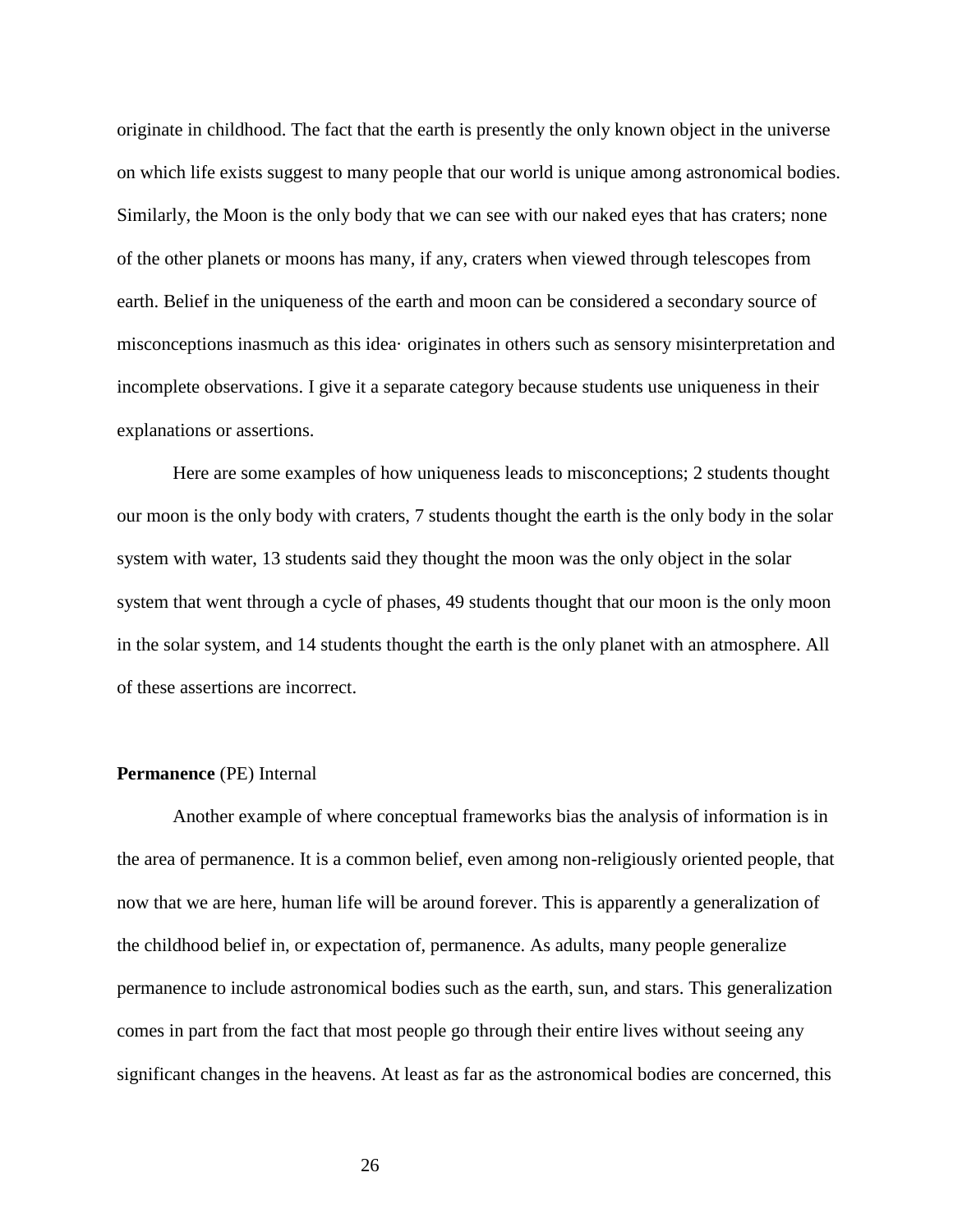originate in childhood. The fact that the earth is presently the only known object in the universe on which life exists suggest to many people that our world is unique among astronomical bodies. Similarly, the Moon is the only body that we can see with our naked eyes that has craters; none of the other planets or moons has many, if any, craters when viewed through telescopes from earth. Belief in the uniqueness of the earth and moon can be considered a secondary source of misconceptions inasmuch as this idea· originates in others such as sensory misinterpretation and incomplete observations. I give it a separate category because students use uniqueness in their explanations or assertions.

Here are some examples of how uniqueness leads to misconceptions; 2 students thought our moon is the only body with craters, 7 students thought the earth is the only body in the solar system with water, 13 students said they thought the moon was the only object in the solar system that went through a cycle of phases, 49 students thought that our moon is the only moon in the solar system, and 14 students thought the earth is the only planet with an atmosphere. All of these assertions are incorrect.

**Permanence** (PE) Internal

Another example of where conceptual frameworks bias the analysis of information is in the area of permanence. It is a common belief, even among non-religiously oriented people, that now that we are here, human life will be around forever. This is apparently a generalization of the childhood belief in, or expectation of, permanence. As adults, many people generalize permanence to include astronomical bodies such as the earth, sun, and stars. This generalization comes in part from the fact that most people go through their entire lives without seeing any significant changes in the heavens. At least as far as the astronomical bodies are concerned, this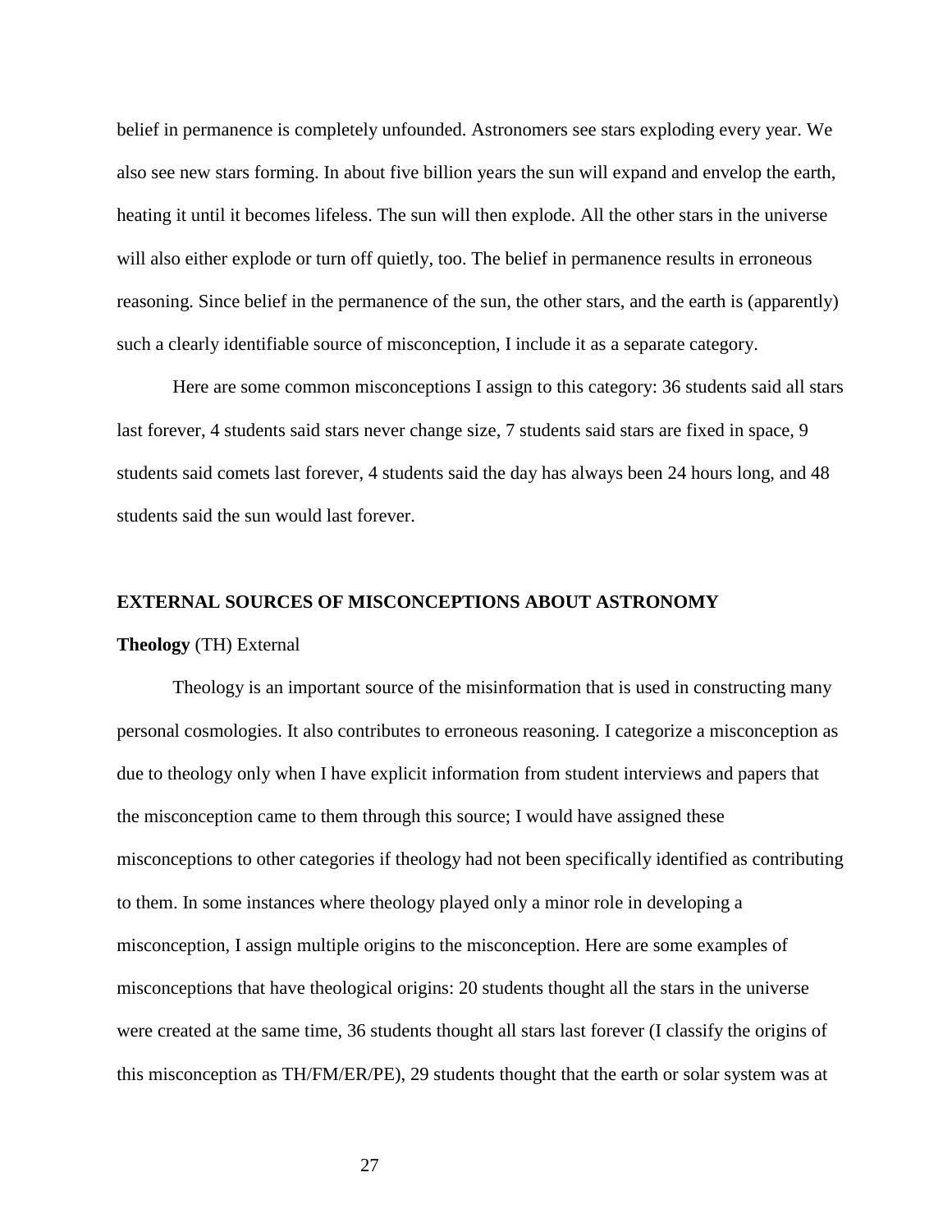belief in permanence is completely unfounded. Astronomers see stars exploding every year. We also see new stars forming. In about five billion years the sun will expand and envelop the earth, heating it until it becomes lifeless. The sun will then explode. All the other stars in the universe will also either explode or turn off quietly, too. The belief in permanence results in erroneous reasoning. Since belief in the permanence of the sun, the other stars, and the earth is (apparently) such a clearly identifiable source of misconception, I include it as a separate category.

Here are some common misconceptions I assign to this category: 36 students said all stars last forever, 4 students said stars never change size, 7 students said stars are fixed in space, 9 students said comets last forever, 4 students said the day has always been 24 hours long, and 48 students said the sun would last forever.

## EXTERNAL SOURCES OF MISCONCEPTIONS ABOUT ASTRONOMY

**Theology** (TH) External

Theology is an important source of the misinformation that is used in constructing many personal cosmologies. It also contributes to erroneous reasoning. I categorize a misconception as due to theology only when I have explicit information from student interviews and papers that the misconception came to them through this source; I would have assigned these misconceptions to other categories if theology had not been specifically identified as contributing to them. In some instances where theology played only a minor role in developing a misconception, I assign multiple origins to the misconception. Here are some examples of misconceptions that have theological origins: 20 students thought all the stars in the universe were created at the same time, 36 students thought all stars last forever (I classify the origins of this misconception as TH/FM/ER/PE), 29 students thought that the earth or solar system was at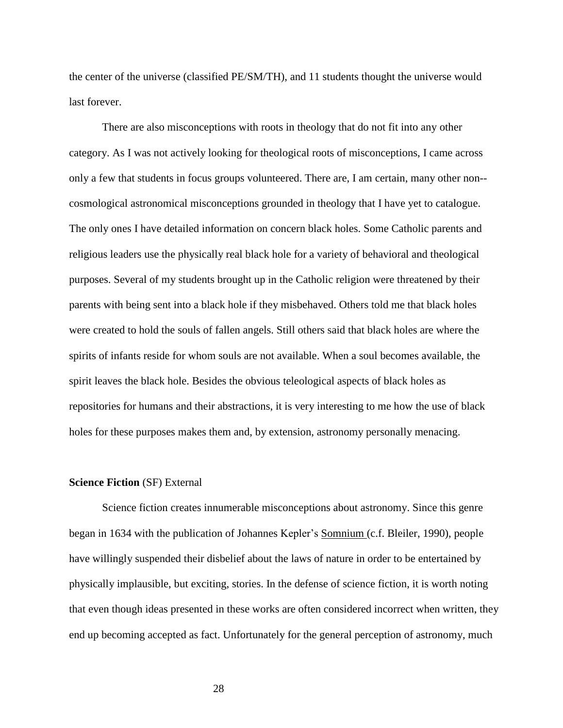the center of the universe (classified PE/SM/TH), and 11 students thought the universe would last forever.

There are also misconceptions with roots in theology that do not fit into any other category. As I was not actively looking for theological roots of misconceptions, I came across only a few that students in focus groups volunteered. There are, I am certain, many other non--cosmological astronomical misconceptions grounded in theology that I have yet to catalogue. The only ones I have detailed information on concern black holes. Some Catholic parents and religious leaders use the physically real black hole for a variety of behavioral and theological purposes. Several of my students brought up in the Catholic religion were threatened by their parents with being sent into a black hole if they misbehaved. Others told me that black holes were created to hold the souls of fallen angels. Still others said that black holes are where the spirits of infants reside for whom souls are not available. When a soul becomes available, the spirit leaves the black hole. Besides the obvious teleological aspects of black holes as repositories for humans and their abstractions, it is very interesting to me how the use of black holes for these purposes makes them and, by extension, astronomy personally menacing.

**Science Fiction** (SF) External

Science fiction creates innumerable misconceptions about astronomy. Since this genre began in 1634 with the publication of Johannes Kepler's Somnium (c.f. Bleiler, 1990), people have willingly suspended their disbelief about the laws of nature in order to be entertained by physically implausible, but exciting, stories. In the defense of science fiction, it is worth noting that even though ideas presented in these works are often considered incorrect when written, they end up becoming accepted as fact. Unfortunately for the general perception of astronomy, much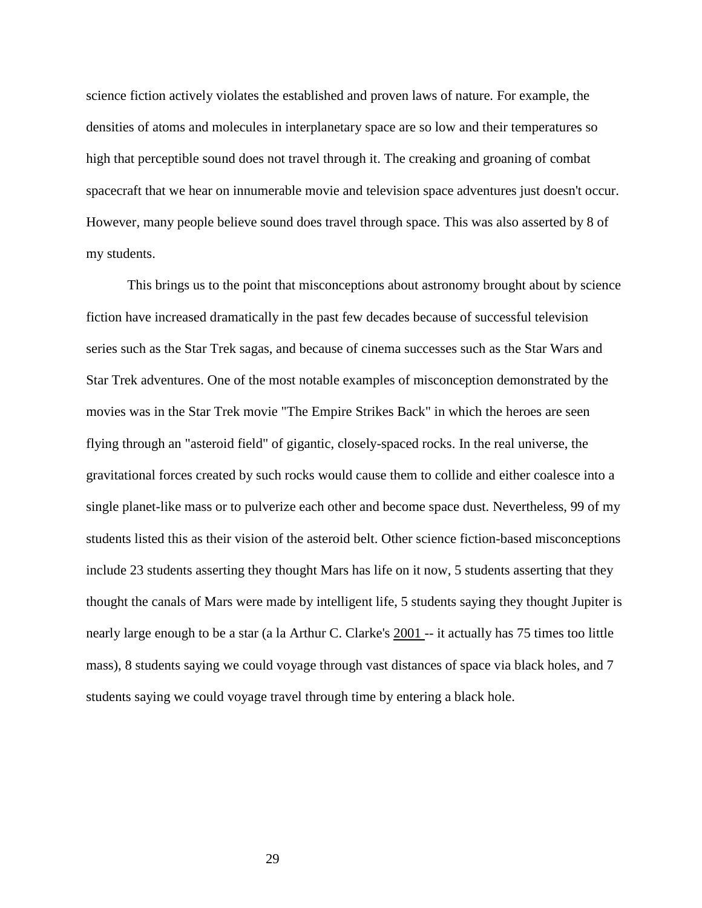science fiction actively violates the established and proven laws of nature. For example, the densities of atoms and molecules in interplanetary space are so low and their temperatures so high that perceptible sound does not travel through it. The creaking and groaning of combat spacecraft that we hear on innumerable movie and television space adventures just doesn't occur. However, many people believe sound does travel through space. This was also asserted by 8 of my students.

This brings us to the point that misconceptions about astronomy brought about by science fiction have increased dramatically in the past few decades because of successful television series such as the Star Trek sagas, and because of cinema successes such as the Star Wars and Star Trek adventures. One of the most notable examples of misconception demonstrated by the movies was in the Star Trek movie "The Empire Strikes Back" in which the heroes are seen flying through an "asteroid field" of gigantic, closely-spaced rocks. In the real universe, the gravitational forces created by such rocks would cause them to collide and either coalesce into a single planet-like mass or to pulverize each other and become space dust. Nevertheless, 99 of my students listed this as their vision of the asteroid belt. Other science fiction-based misconceptions include 23 students asserting they thought Mars has life on it now, 5 students asserting that they thought the canals of Mars were made by intelligent life, 5 students saying they thought Jupiter is nearly large enough to be a star (a la Arthur C. Clarke's 2001 -- it actually has 75 times too little mass), 8 students saying we could voyage through vast distances of space via black holes, and 7 students saying we could voyage travel through time by entering a black hole.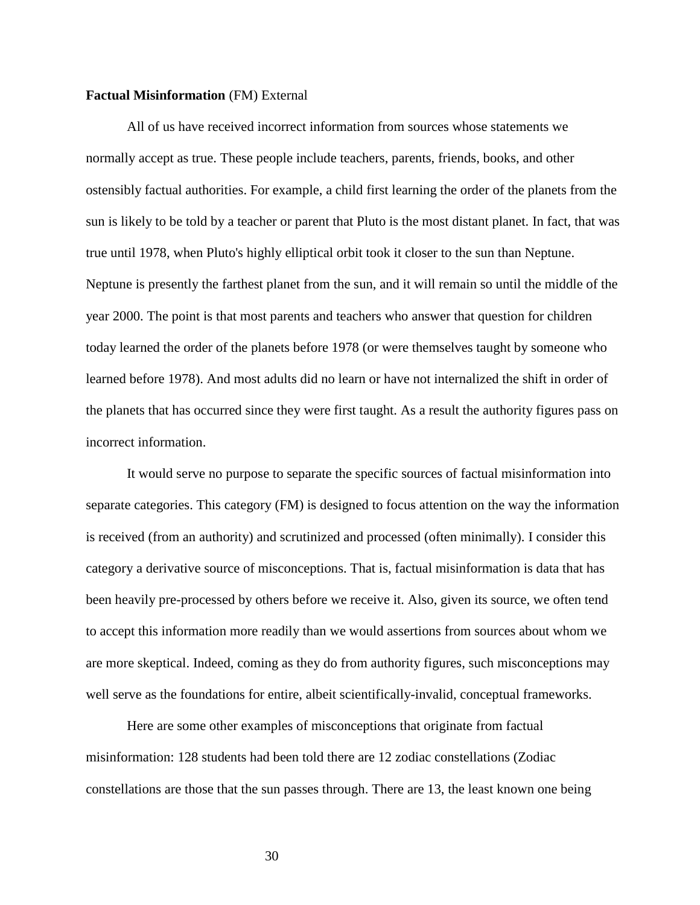**Factual Misinformation** (FM) External

All of us have received incorrect information from sources whose statements we normally accept as true. These people include teachers, parents, friends, books, and other ostensibly factual authorities. For example, a child first learning the order of the planets from the sun is likely to be told by a teacher or parent that Pluto is the most distant planet. In fact, that was true until 1978, when Pluto's highly elliptical orbit took it closer to the sun than Neptune. Neptune is presently the farthest planet from the sun, and it will remain so until the middle of the year 2000. The point is that most parents and teachers who answer that question for children today learned the order of the planets before 1978 (or were themselves taught by someone who learned before 1978). And most adults did no learn or have not internalized the shift in order of the planets that has occurred since they were first taught. As a result the authority figures pass on incorrect information.

It would serve no purpose to separate the specific sources of factual misinformation into separate categories. This category (FM) is designed to focus attention on the way the information is received (from an authority) and scrutinized and processed (often minimally). I consider this category a derivative source of misconceptions. That is, factual misinformation is data that has been heavily pre-processed by others before we receive it. Also, given its source, we often tend to accept this information more readily than we would assertions from sources about whom we are more skeptical. Indeed, coming as they do from authority figures, such misconceptions may well serve as the foundations for entire, albeit scientifically-invalid, conceptual frameworks.

Here are some other examples of misconceptions that originate from factual misinformation: 128 students had been told there are 12 zodiac constellations (Zodiac constellations are those that the sun passes through. There are 13, the least known one being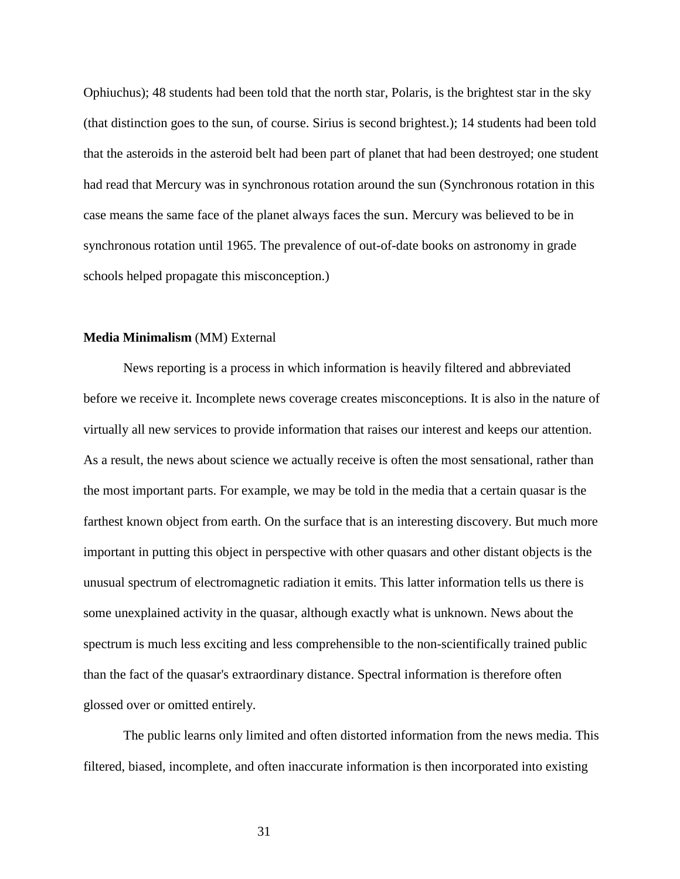Ophiuchus); 48 students had been told that the north star, Polaris, is the brightest star in the sky (that distinction goes to the sun, of course. Sirius is second brightest.); 14 students had been told that the asteroids in the asteroid belt had been part of planet that had been destroyed; one student had read that Mercury was in synchronous rotation around the sun (Synchronous rotation in this case means the same face of the planet always faces the sun. Mercury was believed to be in synchronous rotation until 1965. The prevalence of out-of-date books on astronomy in grade schools helped propagate this misconception.)

**Media Minimalism** (MM) External

News reporting is a process in which information is heavily filtered and abbreviated before we receive it. Incomplete news coverage creates misconceptions. It is also in the nature of virtually all new services to provide information that raises our interest and keeps our attention. As a result, the news about science we actually receive is often the most sensational, rather than the most important parts. For example, we may be told in the media that a certain quasar is the farthest known object from earth. On the surface that is an interesting discovery. But much more important in putting this object in perspective with other quasars and other distant objects is the unusual spectrum of electromagnetic radiation it emits. This latter information tells us there is some unexplained activity in the quasar, although exactly what is unknown. News about the spectrum is much less exciting and less comprehensible to the non-scientifically trained public than the fact of the quasar's extraordinary distance. Spectral information is therefore often glossed over or omitted entirely.

The public learns only limited and often distorted information from the news media. This filtered, biased, incomplete, and often inaccurate information is then incorporated into existing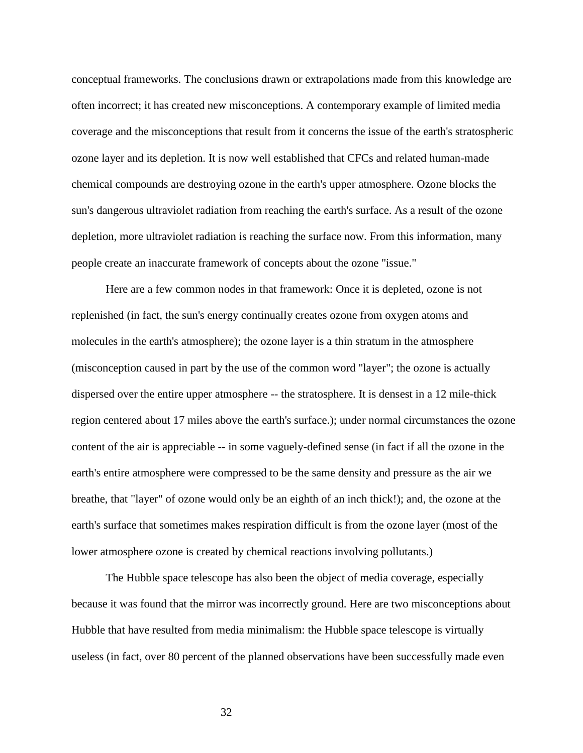conceptual frameworks. The conclusions drawn or extrapolations made from this knowledge are often incorrect; it has created new misconceptions. A contemporary example of limited media coverage and the misconceptions that result from it concerns the issue of the earth's stratospheric ozone layer and its depletion. It is now well established that CFCs and related human-made chemical compounds are destroying ozone in the earth's upper atmosphere. Ozone blocks the sun's dangerous ultraviolet radiation from reaching the earth's surface. As a result of the ozone depletion, more ultraviolet radiation is reaching the surface now. From this information, many people create an inaccurate framework of concepts about the ozone "issue."

Here are a few common nodes in that framework: Once it is depleted, ozone is not replenished (in fact, the sun's energy continually creates ozone from oxygen atoms and molecules in the earth's atmosphere); the ozone layer is a thin stratum in the atmosphere (misconception caused in part by the use of the common word "layer"; the ozone is actually dispersed over the entire upper atmosphere -- the stratosphere. It is densest in a 12 mile-thick region centered about 17 miles above the earth's surface.); under normal circumstances the ozone content of the air is appreciable -- in some vaguely-defined sense (in fact if all the ozone in the earth's entire atmosphere were compressed to be the same density and pressure as the air we breathe, that "layer" of ozone would only be an eighth of an inch thick!); and, the ozone at the earth's surface that sometimes makes respiration difficult is from the ozone layer (most of the lower atmosphere ozone is created by chemical reactions involving pollutants.)

The Hubble space telescope has also been the object of media coverage, especially because it was found that the mirror was incorrectly ground. Here are two misconceptions about Hubble that have resulted from media minimalism: the Hubble space telescope is virtually useless (in fact, over 80 percent of the planned observations have been successfully made even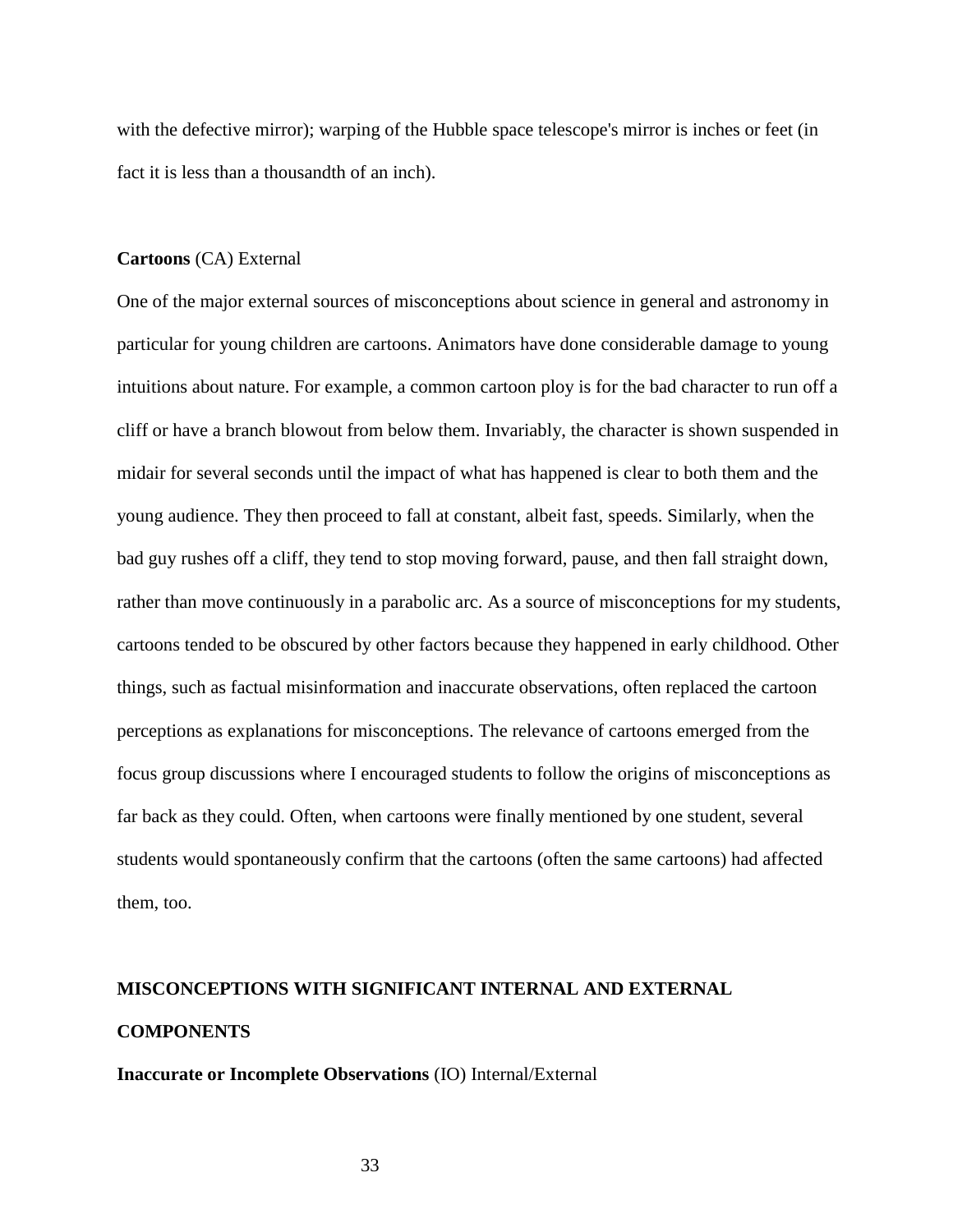with the defective mirror); warping of the Hubble space telescope's mirror is inches or feet (in fact it is less than a thousandth of an inch).

**Cartoons** (CA) External

One of the major external sources of misconceptions about science in general and astronomy in particular for young children are cartoons. Animators have done considerable damage to young intuitions about nature. For example, a common cartoon ploy is for the bad character to run off a cliff or have a branch blowout from below them. Invariably, the character is shown suspended in midair for several seconds until the impact of what has happened is clear to both them and the young audience. They then proceed to fall at constant, albeit fast, speeds. Similarly, when the bad guy rushes off a cliff, they tend to stop moving forward, pause, and then fall straight down, rather than move continuously in a parabolic arc. As a source of misconceptions for my students, cartoons tended to be obscured by other factors because they happened in early childhood. Other things, such as factual misinformation and inaccurate observations, often replaced the cartoon perceptions as explanations for misconceptions. The relevance of cartoons emerged from the focus group discussions where I encouraged students to follow the origins of misconceptions as far back as they could. Often, when cartoons were finally mentioned by one student, several students would spontaneously confirm that the cartoons (often the same cartoons) had affected them, too.

## MISCONCEPTIONS WITH SIGNIFICANT INTERNAL AND EXTERNAL COMPONENTS

**Inaccurate or Incomplete Observations** (IO) Internal/External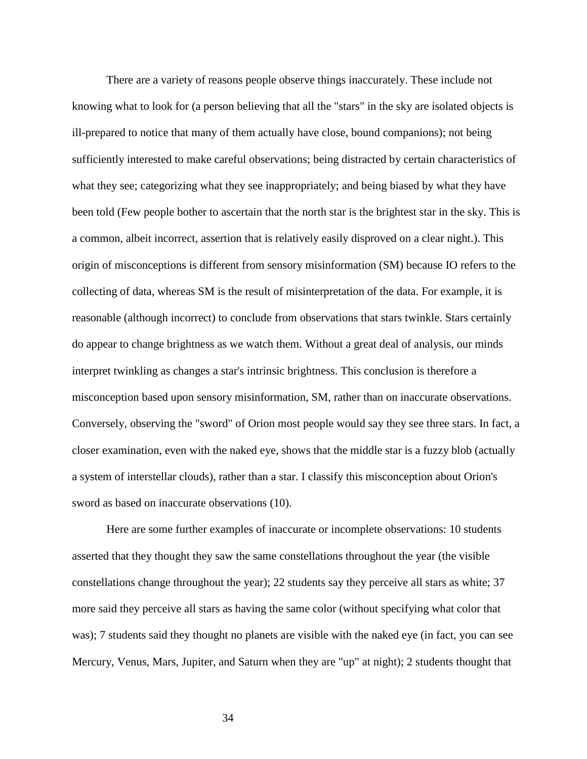There are a variety of reasons people observe things inaccurately. These include not knowing what to look for (a person believing that all the "stars" in the sky are isolated objects is ill-prepared to notice that many of them actually have close, bound companions); not being sufficiently interested to make careful observations; being distracted by certain characteristics of what they see; categorizing what they see inappropriately; and being biased by what they have been told (Few people bother to ascertain that the north star is the brightest star in the sky. This is a common, albeit incorrect, assertion that is relatively easily disproved on a clear night.). This origin of misconceptions is different from sensory misinformation (SM) because IO refers to the collecting of data, whereas SM is the result of misinterpretation of the data. For example, it is reasonable (although incorrect) to conclude from observations that stars twinkle. Stars certainly do appear to change brightness as we watch them. Without a great deal of analysis, our minds interpret twinkling as changes a star's intrinsic brightness. This conclusion is therefore a misconception based upon sensory misinformation, SM, rather than on inaccurate observations. Conversely, observing the "sword" of Orion most people would say they see three stars. In fact, a closer examination, even with the naked eye, shows that the middle star is a fuzzy blob (actually a system of interstellar clouds), rather than a star. I classify this misconception about Orion's sword as based on inaccurate observations (10).

Here are some further examples of inaccurate or incomplete observations: 10 students asserted that they thought they saw the same constellations throughout the year (the visible constellations change throughout the year); 22 students say they perceive all stars as white; 37 more said they perceive all stars as having the same color (without specifying what color that was); 7 students said they thought no planets are visible with the naked eye (in fact, you can see Mercury, Venus, Mars, Jupiter, and Saturn when they are "up" at night); 2 students thought that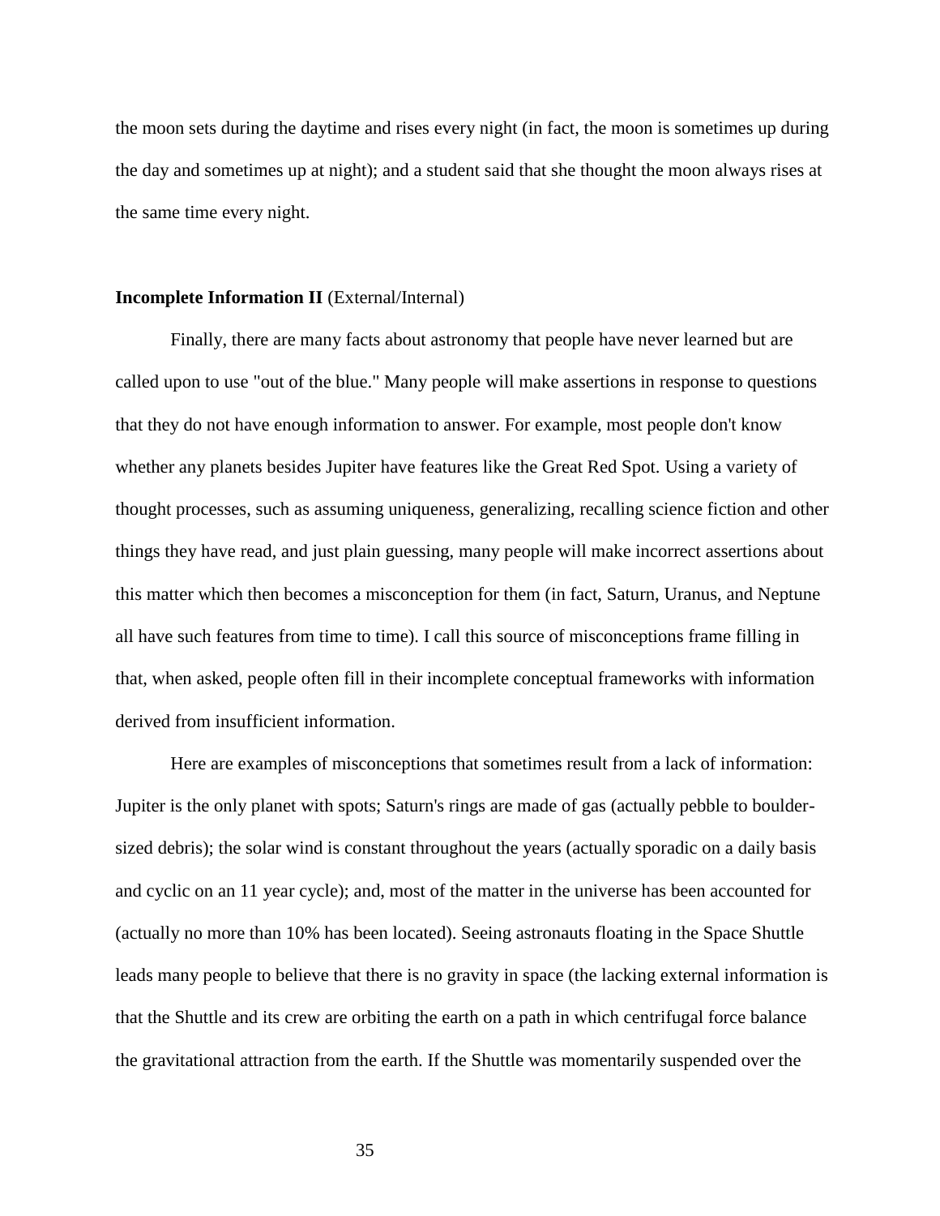the moon sets during the daytime and rises every night (in fact, the moon is sometimes up during the day and sometimes up at night); and a student said that she thought the moon always rises at the same time every night.

**Incomplete Information II** (External/Internal)

Finally, there are many facts about astronomy that people have never learned but are called upon to use "out of the blue." Many people will make assertions in response to questions that they do not have enough information to answer. For example, most people don't know whether any planets besides Jupiter have features like the Great Red Spot. Using a variety of thought processes, such as assuming uniqueness, generalizing, recalling science fiction and other things they have read, and just plain guessing, many people will make incorrect assertions about this matter which then becomes a misconception for them (in fact, Saturn, Uranus, and Neptune all have such features from time to time). I call this source of misconceptions frame filling in that, when asked, people often fill in their incomplete conceptual frameworks with information derived from insufficient information.

Here are examples of misconceptions that sometimes result from a lack of information: Jupiter is the only planet with spots; Saturn's rings are made of gas (actually pebble to boulder-sized debris); the solar wind is constant throughout the years (actually sporadic on a daily basis and cyclic on an 11 year cycle); and, most of the matter in the universe has been accounted for (actually no more than 10% has been located). Seeing astronauts floating in the Space Shuttle leads many people to believe that there is no gravity in space (the lacking external information is that the Shuttle and its crew are orbiting the earth on a path in which centrifugal force balance the gravitational attraction from the earth. If the Shuttle was momentarily suspended over the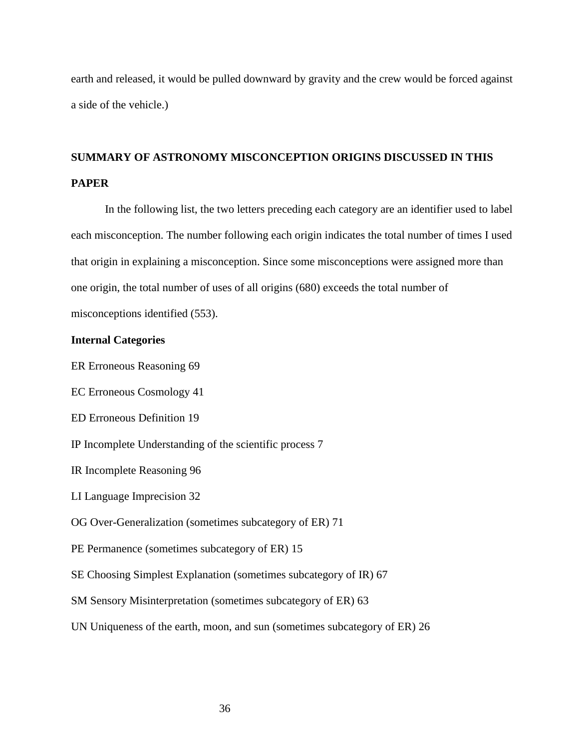earth and released, it would be pulled downward by gravity and the crew would be forced against a side of the vehicle.)

## SUMMARY OF ASTRONOMY MISCONCEPTION ORIGINS DISCUSSED IN THIS PAPER

In the following list, the two letters preceding each category are an identifier used to label each misconception. The number following each origin indicates the total number of times I used that origin in explaining a misconception. Since some misconceptions were assigned more than one origin, the total number of uses of all origins (680) exceeds the total number of misconceptions identified (553).

### Internal Categories

ER Erroneous Reasoning 69

EC Erroneous Cosmology 41

ED Erroneous Definition 19

IP Incomplete Understanding of the scientific process 7

IR Incomplete Reasoning 96

LI Language Imprecision 32

OG Over-Generalization (sometimes subcategory of ER) 71

PE Permanence (sometimes subcategory of ER) 15

SE Choosing Simplest Explanation (sometimes subcategory of IR) 67

SM Sensory Misinterpretation (sometimes subcategory of ER) 63

UN Uniqueness of the earth, moon, and sun (sometimes subcategory of ER) 26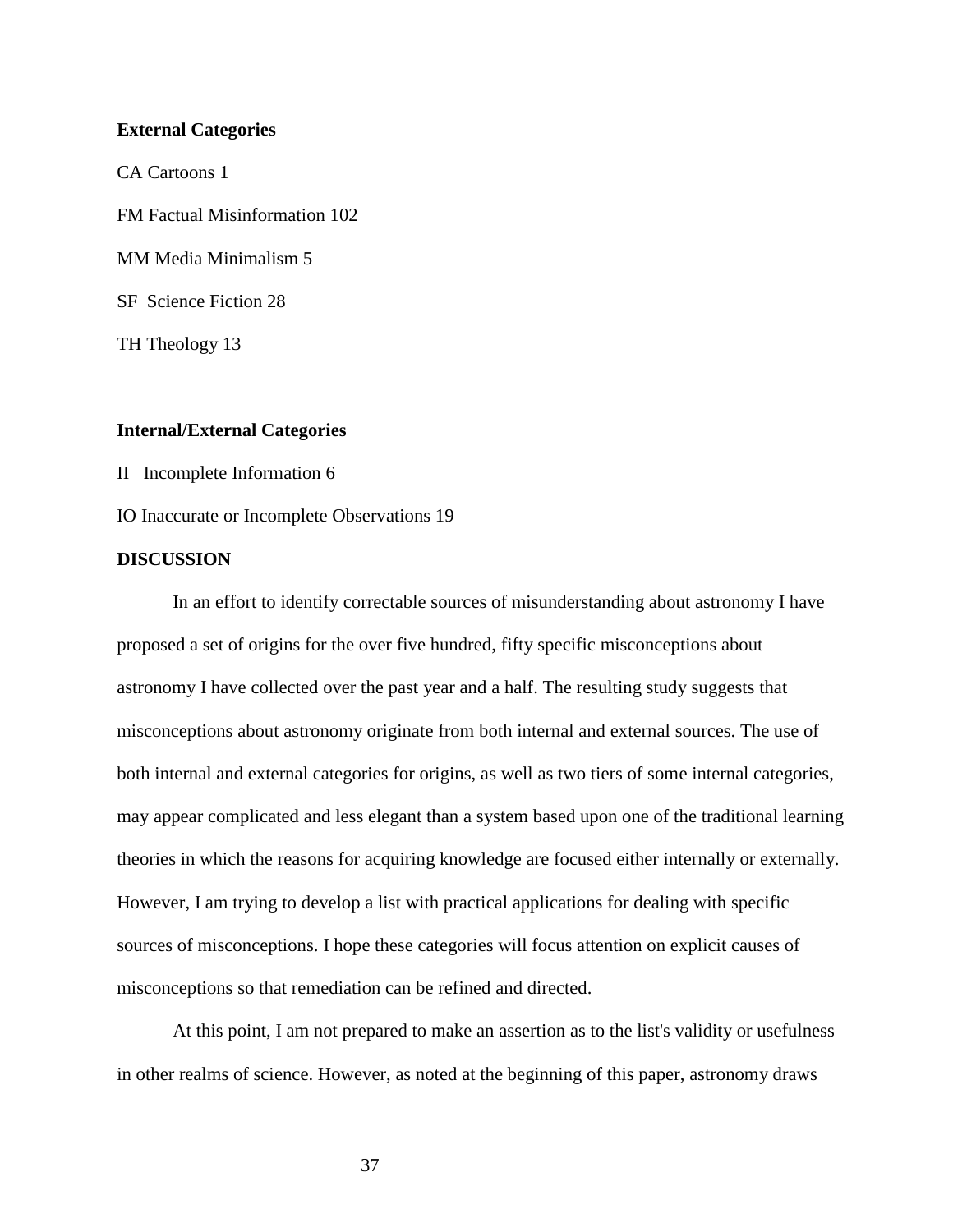**External Categories**

CA Cartoons 1

FM Factual Misinformation 102

MM Media Minimalism 5

SF Science Fiction 28

TH Theology 13

**Internal/External Categories**

II Incomplete Information 6

IO Inaccurate or Incomplete Observations 19

**DISCUSSION**

In an effort to identify correctable sources of misunderstanding about astronomy I have proposed a set of origins for the over five hundred, fifty specific misconceptions about astronomy I have collected over the past year and a half. The resulting study suggests that misconceptions about astronomy originate from both internal and external sources. The use of both internal and external categories for origins, as well as two tiers of some internal categories, may appear complicated and less elegant than a system based upon one of the traditional learning theories in which the reasons for acquiring knowledge are focused either internally or externally. However, I am trying to develop a list with practical applications for dealing with specific sources of misconceptions. I hope these categories will focus attention on explicit causes of misconceptions so that remediation can be refined and directed.

At this point, I am not prepared to make an assertion as to the list's validity or usefulness in other realms of science. However, as noted at the beginning of this paper, astronomy draws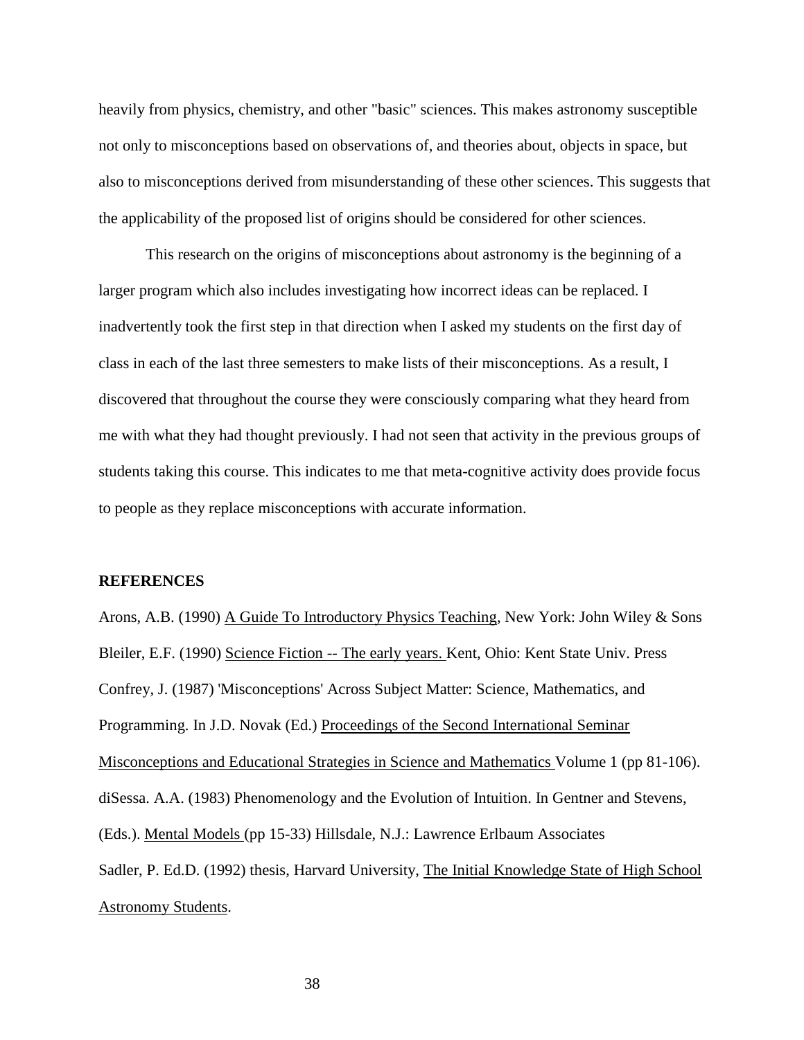heavily from physics, chemistry, and other "basic" sciences. This makes astronomy susceptible not only to misconceptions based on observations of, and theories about, objects in space, but also to misconceptions derived from misunderstanding of these other sciences. This suggests that the applicability of the proposed list of origins should be considered for other sciences.

This research on the origins of misconceptions about astronomy is the beginning of a larger program which also includes investigating how incorrect ideas can be replaced. I inadvertently took the first step in that direction when I asked my students on the first day of class in each of the last three semesters to make lists of their misconceptions. As a result, I discovered that throughout the course they were consciously comparing what they heard from me with what they had thought previously. I had not seen that activity in the previous groups of students taking this course. This indicates to me that meta-cognitive activity does provide focus to people as they replace misconceptions with accurate information.

## REFERENCES

Arons, A.B. (1990) A Guide To Introductory Physics Teaching, New York: John Wiley & Sons

Bleiler, E.F. (1990) Science Fiction -- The early years. Kent, Ohio: Kent State Univ. Press

Confrey, J. (1987) 'Misconceptions' Across Subject Matter: Science, Mathematics, and Programming. In J.D. Novak (Ed.) Proceedings of the Second International Seminar Misconceptions and Educational Strategies in Science and Mathematics Volume 1 (pp 81-106).

diSessa. A.A. (1983) Phenomenology and the Evolution of Intuition. In Gentner and Stevens, (Eds.). Mental Models (pp 15-33) Hillsdale, N.J.: Lawrence Erlbaum Associates

Sadler, P. Ed.D. (1992) thesis, Harvard University, The Initial Knowledge State of High School Astronomy Students.